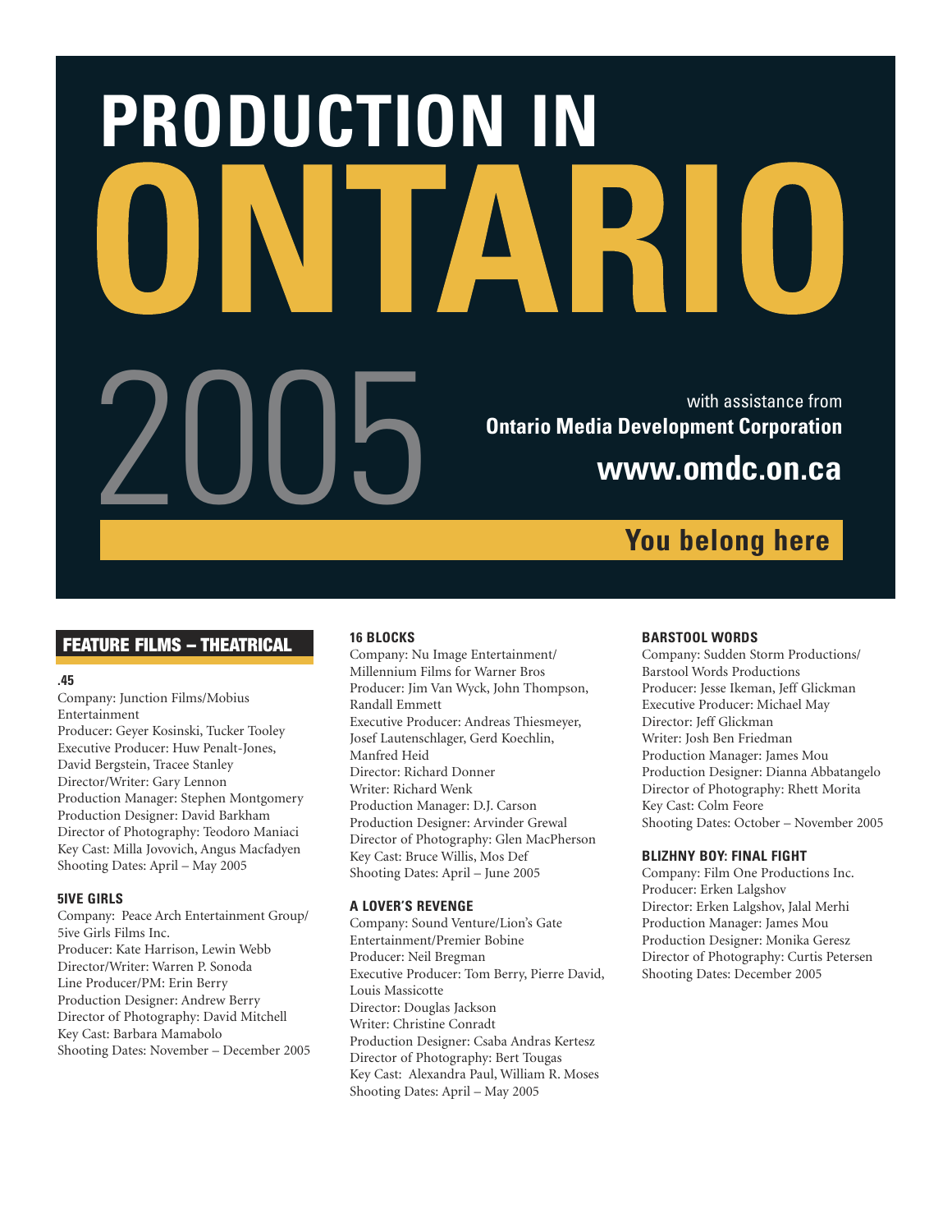# PRODUCTION IN ONTARIO 2005

with assistance from
**Ontario Media Development Corporation**

**www.omdc.on.ca**

**You belong here**

## FEATURE FILMS – THEATRICAL

### .45

Company: Junction Films/Mobius Entertainment
Producer: Geyer Kosinski, Tucker Tooley
Executive Producer: Huw Penalt-Jones, David Bergstein, Tracee Stanley
Director/Writer: Gary Lennon
Production Manager: Stephen Montgomery
Production Designer: David Barkham
Director of Photography: Teodoro Maniaci
Key Cast: Milla Jovovich, Angus Macfadyen
Shooting Dates: April – May 2005

### 5IVE GIRLS

Company: Peace Arch Entertainment Group/ 5ive Girls Films Inc.
Producer: Kate Harrison, Lewin Webb
Director/Writer: Warren P. Sonoda
Line Producer/PM: Erin Berry
Production Designer: Andrew Berry
Director of Photography: David Mitchell
Key Cast: Barbara Mamabolo
Shooting Dates: November – December 2005

### 16 BLOCKS

Company: Nu Image Entertainment/ Millennium Films for Warner Bros
Producer: Jim Van Wyck, John Thompson, Randall Emmett
Executive Producer: Andreas Thiesmeyer, Josef Lautenschlager, Gerd Koechlin, Manfred Heid
Director: Richard Donner
Writer: Richard Wenk
Production Manager: D.J. Carson
Production Designer: Arvinder Grewal
Director of Photography: Glen MacPherson
Key Cast: Bruce Willis, Mos Def
Shooting Dates: April – June 2005

### A LOVER'S REVENGE

Company: Sound Venture/Lion's Gate Entertainment/Premier Bobine
Producer: Neil Bregman
Executive Producer: Tom Berry, Pierre David, Louis Massicotte
Director: Douglas Jackson
Writer: Christine Conradt
Production Designer: Csaba Andras Kertesz
Director of Photography: Bert Tougas
Key Cast: Alexandra Paul, William R. Moses
Shooting Dates: April – May 2005

### BARSTOOL WORDS

Company: Sudden Storm Productions/ Barstool Words Productions
Producer: Jesse Ikeman, Jeff Glickman
Executive Producer: Michael May
Director: Jeff Glickman
Writer: Josh Ben Friedman
Production Manager: James Mou
Production Designer: Dianna Abbatangelo
Director of Photography: Rhett Morita
Key Cast: Colm Feore
Shooting Dates: October – November 2005

### BLIZHNY BOY: FINAL FIGHT

Company: Film One Productions Inc.
Producer: Erken Lalgshov
Director: Erken Lalgshov, Jalal Merhi
Production Manager: James Mou
Production Designer: Monika Geresz
Director of Photography: Curtis Petersen
Shooting Dates: December 2005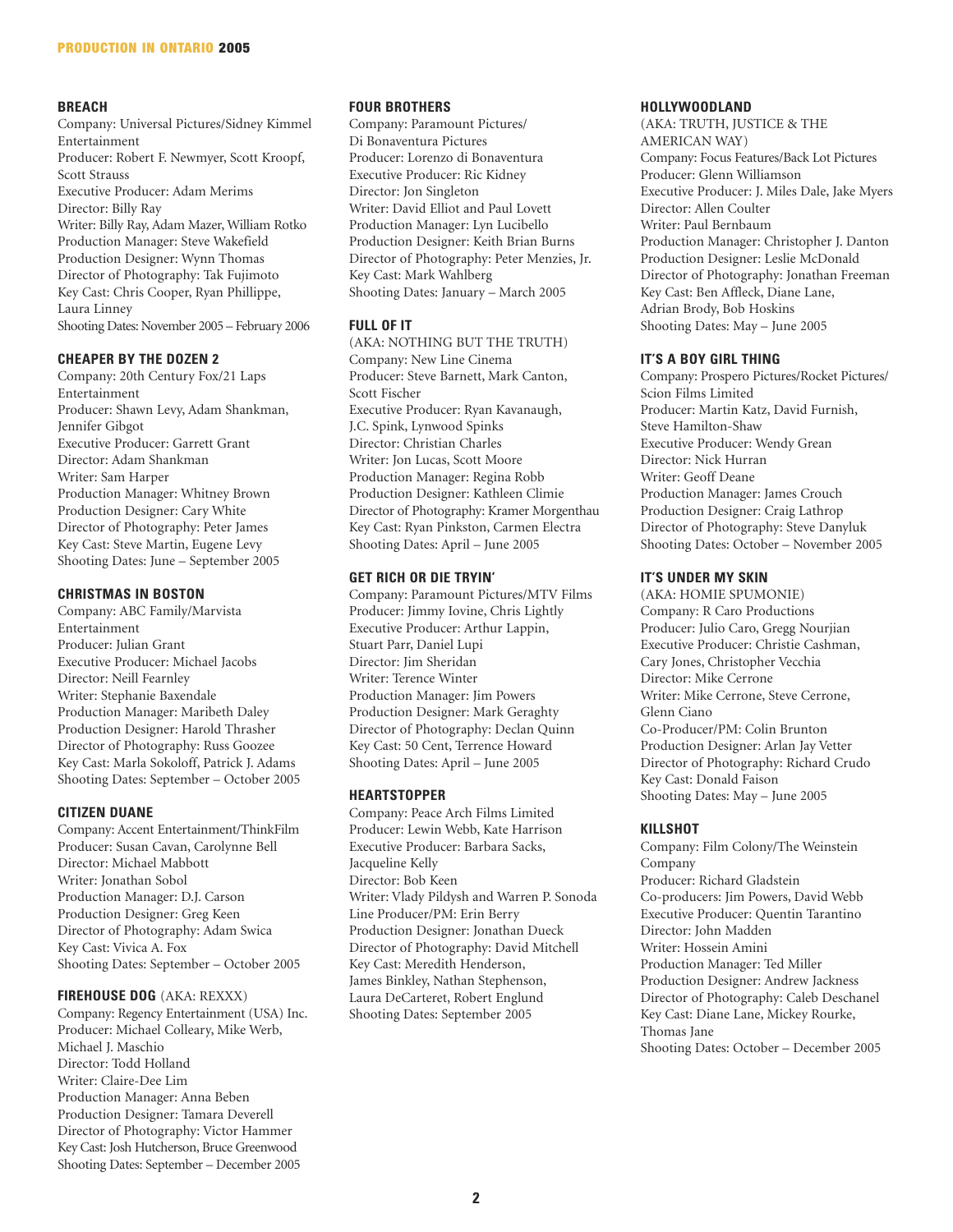### BREACH

Company: Universal Pictures/Sidney Kimmel Entertainment
Producer: Robert F. Newmyer, Scott Kroopf, Scott Strauss
Executive Producer: Adam Merims
Director: Billy Ray
Writer: Billy Ray, Adam Mazer, William Rotko
Production Manager: Steve Wakefield
Production Designer: Wynn Thomas
Director of Photography: Tak Fujimoto
Key Cast: Chris Cooper, Ryan Phillippe, Laura Linney
Shooting Dates: November 2005 – February 2006

### CHEAPER BY THE DOZEN 2

Company: 20th Century Fox/21 Laps Entertainment
Producer: Shawn Levy, Adam Shankman, Jennifer Gibgot
Executive Producer: Garrett Grant
Director: Adam Shankman
Writer: Sam Harper
Production Manager: Whitney Brown
Production Designer: Cary White
Director of Photography: Peter James
Key Cast: Steve Martin, Eugene Levy
Shooting Dates: June – September 2005

### CHRISTMAS IN BOSTON

Company: ABC Family/Marvista Entertainment
Producer: Julian Grant
Executive Producer: Michael Jacobs
Director: Neill Fearnley
Writer: Stephanie Baxendale
Production Manager: Maribeth Daley
Production Designer: Harold Thrasher
Director of Photography: Russ Goozee
Key Cast: Marla Sokoloff, Patrick J. Adams
Shooting Dates: September – October 2005

### CITIZEN DUANE

Company: Accent Entertainment/ThinkFilm
Producer: Susan Cavan, Carolynne Bell
Director: Michael Mabbott
Writer: Jonathan Sobol
Production Manager: D.J. Carson
Production Designer: Greg Keen
Director of Photography: Adam Swica
Key Cast: Vivica A. Fox
Shooting Dates: September – October 2005

### FIREHOUSE DOG (AKA: REXXX)

Company: Regency Entertainment (USA) Inc.
Producer: Michael Colleary, Mike Werb, Michael J. Maschio
Director: Todd Holland
Writer: Claire-Dee Lim
Production Manager: Anna Beben
Production Designer: Tamara Deverell
Director of Photography: Victor Hammer
Key Cast: Josh Hutcherson, Bruce Greenwood
Shooting Dates: September – December 2005

### FOUR BROTHERS

Company: Paramount Pictures/Di Bonaventura Pictures
Producer: Lorenzo di Bonaventura
Executive Producer: Ric Kidney
Director: Jon Singleton
Writer: David Elliot and Paul Lovett
Production Manager: Lyn Lucibello
Production Designer: Keith Brian Burns
Director of Photography: Peter Menzies, Jr.
Key Cast: Mark Wahlberg
Shooting Dates: January – March 2005

### FULL OF IT

(AKA: NOTHING BUT THE TRUTH)
Company: New Line Cinema
Producer: Steve Barnett, Mark Canton, Scott Fischer
Executive Producer: Ryan Kavanaugh, J.C. Spink, Lynwood Spinks
Director: Christian Charles
Writer: Jon Lucas, Scott Moore
Production Manager: Regina Robb
Production Designer: Kathleen Climie
Director of Photography: Kramer Morgenthau
Key Cast: Ryan Pinkston, Carmen Electra
Shooting Dates: April – June 2005

### GET RICH OR DIE TRYIN'

Company: Paramount Pictures/MTV Films
Producer: Jimmy Iovine, Chris Lightly
Executive Producer: Arthur Lappin, Stuart Parr, Daniel Lupi
Director: Jim Sheridan
Writer: Terence Winter
Production Manager: Jim Powers
Production Designer: Mark Geraghty
Director of Photography: Declan Quinn
Key Cast: 50 Cent, Terrence Howard
Shooting Dates: April – June 2005

### HEARTSTOPPER

Company: Peace Arch Films Limited
Producer: Lewin Webb, Kate Harrison
Executive Producer: Barbara Sacks, Jacqueline Kelly
Director: Bob Keen
Writer: Vlady Pildysh and Warren P. Sonoda
Line Producer/PM: Erin Berry
Production Designer: Jonathan Dueck
Director of Photography: David Mitchell
Key Cast: Meredith Henderson, James Binkley, Nathan Stephenson, Laura DeCarteret, Robert Englund
Shooting Dates: September 2005

### HOLLYWOODLAND

(AKA: TRUTH, JUSTICE & THE AMERICAN WAY)
Company: Focus Features/Back Lot Pictures
Producer: Glenn Williamson
Executive Producer: J. Miles Dale, Jake Myers
Director: Allen Coulter
Writer: Paul Bernbaum
Production Manager: Christopher J. Danton
Production Designer: Leslie McDonald
Director of Photography: Jonathan Freeman
Key Cast: Ben Affleck, Diane Lane, Adrian Brody, Bob Hoskins
Shooting Dates: May – June 2005

### IT'S A BOY GIRL THING

Company: Prospero Pictures/Rocket Pictures/Scion Films Limited
Producer: Martin Katz, David Furnish, Steve Hamilton-Shaw
Executive Producer: Wendy Grean
Director: Nick Hurran
Writer: Geoff Deane
Production Manager: James Crouch
Production Designer: Craig Lathrop
Director of Photography: Steve Danyluk
Shooting Dates: October – November 2005

### IT'S UNDER MY SKIN

(AKA: HOMIE SPUMONIE)
Company: R Caro Productions
Producer: Julio Caro, Gregg Nourjian
Executive Producer: Christie Cashman, Cary Jones, Christopher Vecchia
Director: Mike Cerrone
Writer: Mike Cerrone, Steve Cerrone, Glenn Ciano
Co-Producer/PM: Colin Brunton
Production Designer: Arlan Jay Vetter
Director of Photography: Richard Crudo
Key Cast: Donald Faison
Shooting Dates: May – June 2005

### KILLSHOT

Company: Film Colony/The Weinstein Company
Producer: Richard Gladstein
Co-producers: Jim Powers, David Webb
Executive Producer: Quentin Tarantino
Director: John Madden
Writer: Hossein Amini
Production Manager: Ted Miller
Production Designer: Andrew Jackness
Director of Photography: Caleb Deschanel
Key Cast: Diane Lane, Mickey Rourke, Thomas Jane
Shooting Dates: October – December 2005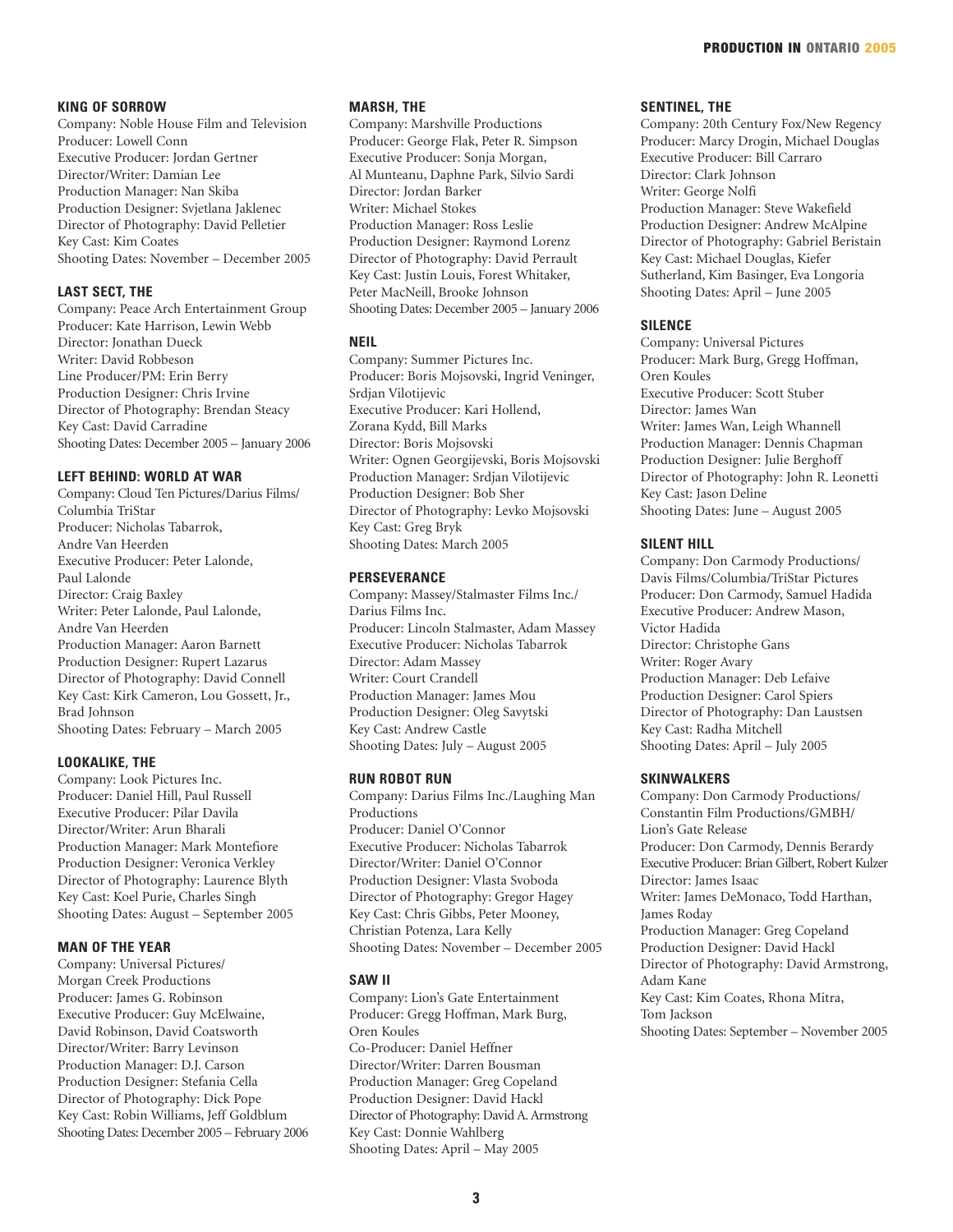### KING OF SORROW

Company: Noble House Film and Television
Producer: Lowell Conn
Executive Producer: Jordan Gertner
Director/Writer: Damian Lee
Production Manager: Nan Skiba
Production Designer: Svjetlana Jaklenec
Director of Photography: David Pelletier
Key Cast: Kim Coates
Shooting Dates: November – December 2005

### LAST SECT, THE

Company: Peace Arch Entertainment Group
Producer: Kate Harrison, Lewin Webb
Director: Jonathan Dueck
Writer: David Robbeson
Line Producer/PM: Erin Berry
Production Designer: Chris Irvine
Director of Photography: Brendan Steacy
Key Cast: David Carradine
Shooting Dates: December 2005 – January 2006

### LEFT BEHIND: WORLD AT WAR

Company: Cloud Ten Pictures/Darius Films/Columbia TriStar
Producer: Nicholas Tabarrok, Andre Van Heerden
Executive Producer: Peter Lalonde, Paul Lalonde
Director: Craig Baxley
Writer: Peter Lalonde, Paul Lalonde, Andre Van Heerden
Production Manager: Aaron Barnett
Production Designer: Rupert Lazarus
Director of Photography: David Connell
Key Cast: Kirk Cameron, Lou Gossett, Jr., Brad Johnson
Shooting Dates: February – March 2005

### LOOKALIKE, THE

Company: Look Pictures Inc.
Producer: Daniel Hill, Paul Russell
Executive Producer: Pilar Davila
Director/Writer: Arun Bharali
Production Manager: Mark Montefiore
Production Designer: Veronica Verkley
Director of Photography: Laurence Blyth
Key Cast: Koel Purie, Charles Singh
Shooting Dates: August – September 2005

### MAN OF THE YEAR

Company: Universal Pictures/Morgan Creek Productions
Producer: James G. Robinson
Executive Producer: Guy McElwaine, David Robinson, David Coatsworth
Director/Writer: Barry Levinson
Production Manager: D.J. Carson
Production Designer: Stefania Cella
Director of Photography: Dick Pope
Key Cast: Robin Williams, Jeff Goldblum
Shooting Dates: December 2005 – February 2006

### MARSH, THE

Company: Marshville Productions
Producer: George Flak, Peter R. Simpson
Executive Producer: Sonja Morgan, Al Munteanu, Daphne Park, Silvio Sardi
Director: Jordan Barker
Writer: Michael Stokes
Production Manager: Ross Leslie
Production Designer: Raymond Lorenz
Director of Photography: David Perrault
Key Cast: Justin Louis, Forest Whitaker, Peter MacNeill, Brooke Johnson
Shooting Dates: December 2005 – January 2006

### NEIL

Company: Summer Pictures Inc.
Producer: Boris Mojsovski, Ingrid Veninger, Srdjan Vilotijevic
Executive Producer: Kari Hollend, Zorana Kydd, Bill Marks
Director: Boris Mojsovski
Writer: Ognen Georgijevski, Boris Mojsovski
Production Manager: Srdjan Vilotijevic
Production Designer: Bob Sher
Director of Photography: Levko Mojsovski
Key Cast: Greg Bryk
Shooting Dates: March 2005

### PERSEVERANCE

Company: Massey/Stalmaster Films Inc./Darius Films Inc.
Producer: Lincoln Stalmaster, Adam Massey
Executive Producer: Nicholas Tabarrok
Director: Adam Massey
Writer: Court Crandell
Production Manager: James Mou
Production Designer: Oleg Savytski
Key Cast: Andrew Castle
Shooting Dates: July – August 2005

### RUN ROBOT RUN

Company: Darius Films Inc./Laughing Man Productions
Producer: Daniel O'Connor
Executive Producer: Nicholas Tabarrok
Director/Writer: Daniel O'Connor
Production Designer: Vlasta Svoboda
Director of Photography: Gregor Hagey
Key Cast: Chris Gibbs, Peter Mooney, Christian Potenza, Lara Kelly
Shooting Dates: November – December 2005

### SAW II

Company: Lion's Gate Entertainment
Producer: Gregg Hoffman, Mark Burg, Oren Koules
Co-Producer: Daniel Heffner
Director/Writer: Darren Bousman
Production Manager: Greg Copeland
Production Designer: David Hackl
Director of Photography: David A. Armstrong
Key Cast: Donnie Wahlberg
Shooting Dates: April – May 2005

### SENTINEL, THE

Company: 20th Century Fox/New Regency
Producer: Marcy Drogin, Michael Douglas
Executive Producer: Bill Carraro
Director: Clark Johnson
Writer: George Nolfi
Production Manager: Steve Wakefield
Production Designer: Andrew McAlpine
Director of Photography: Gabriel Beristain
Key Cast: Michael Douglas, Kiefer Sutherland, Kim Basinger, Eva Longoria
Shooting Dates: April – June 2005

### SILENCE

Company: Universal Pictures
Producer: Mark Burg, Gregg Hoffman, Oren Koules
Executive Producer: Scott Stuber
Director: James Wan
Writer: James Wan, Leigh Whannell
Production Manager: Dennis Chapman
Production Designer: Julie Berghoff
Director of Photography: John R. Leonetti
Key Cast: Jason Deline
Shooting Dates: June – August 2005

### SILENT HILL

Company: Don Carmody Productions/Davis Films/Columbia/TriStar Pictures
Producer: Don Carmody, Samuel Hadida
Executive Producer: Andrew Mason, Victor Hadida
Director: Christophe Gans
Writer: Roger Avary
Production Manager: Deb Lefaive
Production Designer: Carol Spiers
Director of Photography: Dan Laustsen
Key Cast: Radha Mitchell
Shooting Dates: April – July 2005

### SKINWALKERS

Company: Don Carmody Productions/Constantin Film Productions/GMBH/Lion's Gate Release
Producer: Don Carmody, Dennis Berardy
Executive Producer: Brian Gilbert, Robert Kulzer
Director: James Isaac
Writer: James DeMonaco, Todd Harthan, James Roday
Production Manager: Greg Copeland
Production Designer: David Hackl
Director of Photography: David Armstrong, Adam Kane
Key Cast: Kim Coates, Rhona Mitra, Tom Jackson
Shooting Dates: September – November 2005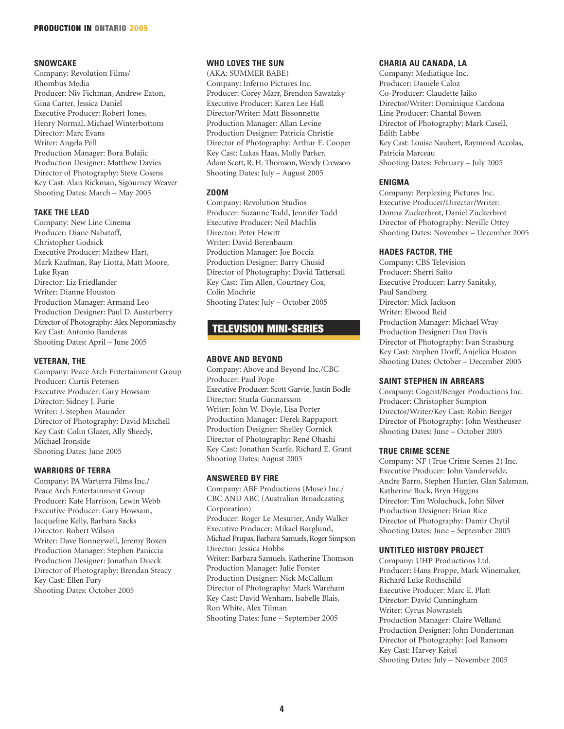### SNOWCAKE

Company: Revolution Films/ Rhombus Media
Producer: Niv Fichman, Andrew Eaton, Gina Carter, Jessica Daniel
Executive Producer: Robert Jones, Henry Normal, Michael Winterbottom
Director: Marc Evans
Writer: Angela Pell
Production Manager: Bora Bulajic
Production Designer: Matthew Davies
Director of Photography: Steve Cosens
Key Cast: Alan Rickman, Sigourney Weaver
Shooting Dates: March – May 2005

### TAKE THE LEAD

Company: New Line Cinema
Producer: Diane Nabatoff, Christopher Godsick
Executive Producer: Mathew Hart, Mark Kaufman, Ray Liotta, Matt Moore, Luke Ryan
Director: Liz Friedlander
Writer: Dianne Houston
Production Manager: Armand Leo
Production Designer: Paul D. Austerberry
Director of Photography: Alex Nepomniaschy
Key Cast: Antonio Banderas
Shooting Dates: April – June 2005

### VETERAN, THE

Company: Peace Arch Entertainment Group
Producer: Curtis Petersen
Executive Producer: Gary Howsam
Director: Sidney J. Furie
Writer: J. Stephen Maunder
Director of Photography: David Mitchell
Key Cast: Colin Glazer, Ally Sheedy, Michael Ironside
Shooting Dates: June 2005

### WARRIORS OF TERRA

Company: PA Warterra Films Inc./ Peace Arch Entertainment Group
Producer: Kate Harrison, Lewin Webb
Executive Producer: Gary Howsam, Jacqueline Kelly, Barbara Sacks
Director: Robert Wilson
Writer: Dave Bonneywell, Jeremy Boxen
Production Manager: Stephen Paniccia
Production Designer: Jonathan Dueck
Director of Photography: Brendan Steacy
Key Cast: Ellen Fury
Shooting Dates: October 2005

### WHO LOVES THE SUN

(AKA: SUMMER BABE)
Company: Inferno Pictures Inc.
Producer: Corey Marr, Brendon Sawatzky
Executive Producer: Karen Lee Hall
Director/Writer: Matt Bissonnette
Production Manager: Allan Levine
Production Designer: Patricia Christie
Director of Photography: Arthur E. Cooper
Key Cast: Lukas Haas, Molly Parker, Adam Scott, R. H. Thomson, Wendy Crewson
Shooting Dates: July – August 2005

### ZOOM

Company: Revolution Studios
Producer: Suzanne Todd, Jennifer Todd
Executive Producer: Neil Machlis
Director: Peter Hewitt
Writer: David Berenbaum
Production Manager: Joe Boccia
Production Designer: Barry Chusid
Director of Photography: David Tattersall
Key Cast: Tim Allen, Courtney Cox, Colin Mochrie
Shooting Dates: July – October 2005

## TELEVISION MINI-SERIES

### ABOVE AND BEYOND

Company: Above and Beyond Inc./CBC
Producer: Paul Pope
Executive Producer: Scott Garvie, Justin Bodle
Director: Sturla Gunnarsson
Writer: John W. Doyle, Lisa Porter
Production Manager: Derek Rappaport
Production Designer: Shelley Cornick
Director of Photography: René Ohashi
Key Cast: Jonathan Scarfe, Richard E. Grant
Shooting Dates: August 2005

### ANSWERED BY FIRE

Company: ABF Productions (Muse) Inc./ CBC AND ABC (Australian Broadcasting Corporation)
Producer: Roger Le Mesurier, Andy Walker
Executive Producer: Mikael Borglund, Michael Prupas, Barbara Samuels, Roger Simpson
Director: Jessica Hobbs
Writer: Barbara Samuels. Katherine Thomson
Production Manager: Julie Forster
Production Designer: Nick McCallum
Director of Photography: Mark Wareham
Key Cast: David Wenham, Isabelle Blais, Ron White, Alex Tilman
Shooting Dates: June – September 2005

### CHARIA AU CANADA, LA

Company: Mediatique Inc.
Producer: Daniele Caloz
Co-Producer: Claudette Jaiko
Director/Writer: Dominique Cardona
Line Producer: Chantal Bowen
Director of Photography: Mark Casell, Edith Labbe
Key Cast: Louise Naubert, Raymond Accolas, Patricia Marceau
Shooting Dates: February – July 2005

### ENIGMA

Company: Perplexing Pictures Inc.
Executive Producer/Director/Writer: Donna Zuckerbrot, Daniel Zuckerbrot
Director of Photography: Neville Ottey
Shooting Dates: November – December 2005

### HADES FACTOR, THE

Company: CBS Television
Producer: Sherri Saito
Executive Producer: Larry Sanitsky, Paul Sandberg
Director: Mick Jackson
Writer: Elwood Reid
Production Manager: Michael Wray
Production Designer: Dan Davis
Director of Photography: Ivan Strasburg
Key Cast: Stephen Dorff, Anjelica Huston
Shooting Dates: October – December 2005

### SAINT STEPHEN IN ARREARS

Company: Cogent/Benger Productions Inc.
Producer: Christopher Sumpton
Director/Writer/Key Cast: Robin Benger
Director of Photography: John Westheuser
Shooting Dates: June – October 2005

### TRUE CRIME SCENE

Company: NF (True Crime Scenes 2) Inc.
Executive Producer: John Vandervelde, Andre Barro, Stephen Hunter, Glan Salzman, Katherine Buck, Bryn Higgins
Director: Tim Woluchuck, John Silver
Production Designer: Brian Rice
Director of Photography: Damir Chytil
Shooting Dates: June – September 2005

### UNTITLED HISTORY PROJECT

Company: UHP Productions Ltd.
Producer: Hans Proppe, Mark Winemaker, Richard Luke Rothschild
Executive Producer: Marc E. Platt
Director: David Cunningham
Writer: Cyrus Nowrasteh
Production Manager: Claire Welland
Production Designer: John Dondertman
Director of Photography: Joel Ransom
Key Cast: Harvey Keitel
Shooting Dates: July – November 2005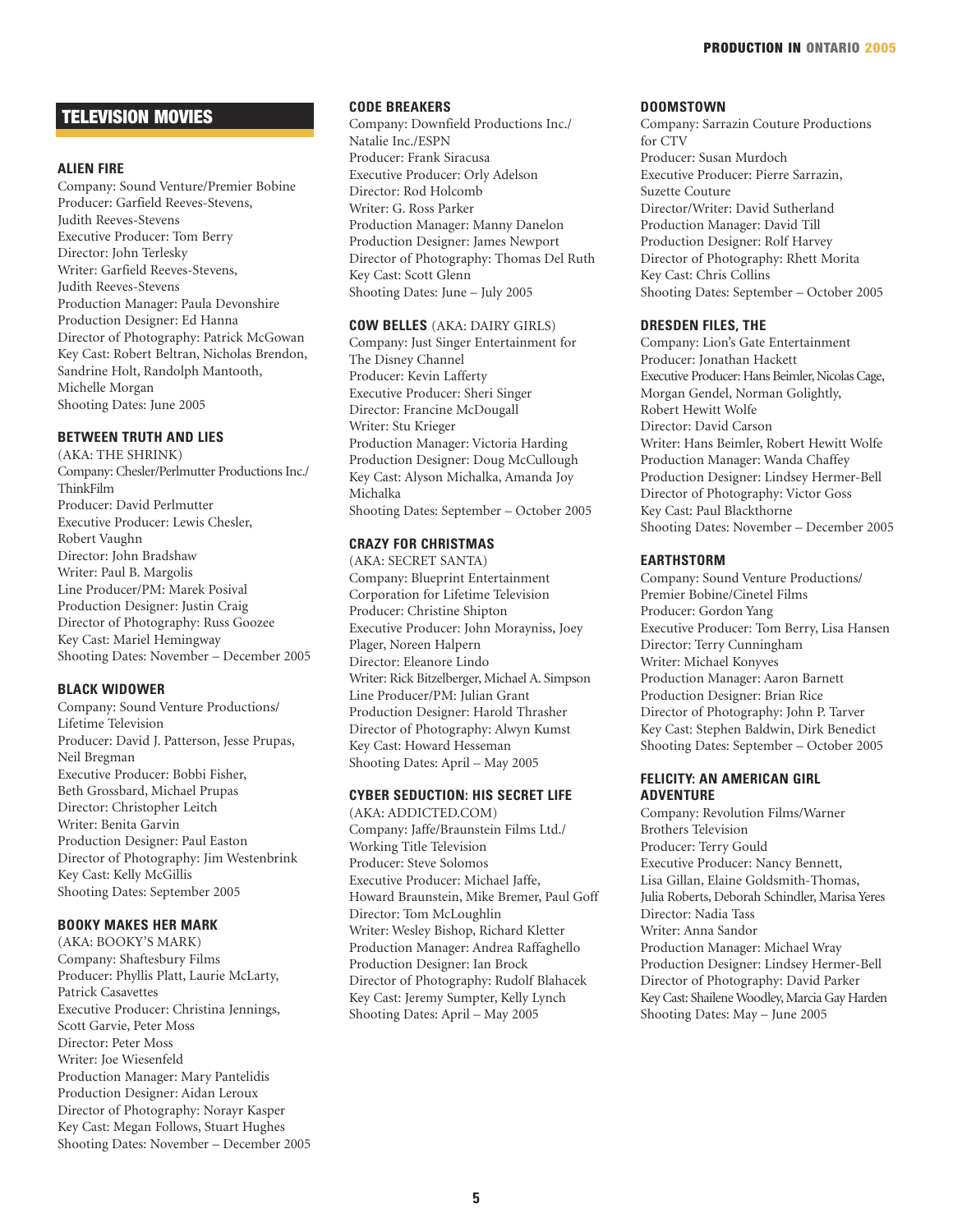## TELEVISION MOVIES

### ALIEN FIRE

Company: Sound Venture/Premier Bobine
Producer: Garfield Reeves-Stevens, Judith Reeves-Stevens
Executive Producer: Tom Berry
Director: John Terlesky
Writer: Garfield Reeves-Stevens, Judith Reeves-Stevens
Production Manager: Paula Devonshire
Production Designer: Ed Hanna
Director of Photography: Patrick McGowan
Key Cast: Robert Beltran, Nicholas Brendon, Sandrine Holt, Randolph Mantooth, Michelle Morgan
Shooting Dates: June 2005

### BETWEEN TRUTH AND LIES

(AKA: THE SHRINK)
Company: Chesler/Perlmutter Productions Inc./ ThinkFilm
Producer: David Perlmutter
Executive Producer: Lewis Chesler, Robert Vaughn
Director: John Bradshaw
Writer: Paul B. Margolis
Line Producer/PM: Marek Posival
Production Designer: Justin Craig
Director of Photography: Russ Goozee
Key Cast: Mariel Hemingway
Shooting Dates: November – December 2005

### BLACK WIDOWER

Company: Sound Venture Productions/ Lifetime Television
Producer: David J. Patterson, Jesse Prupas, Neil Bregman
Executive Producer: Bobbi Fisher, Beth Grossbard, Michael Prupas
Director: Christopher Leitch
Writer: Benita Garvin
Production Designer: Paul Easton
Director of Photography: Jim Westenbrink
Key Cast: Kelly McGillis
Shooting Dates: September 2005

### BOOKY MAKES HER MARK

(AKA: BOOKY'S MARK)
Company: Shaftesbury Films
Producer: Phyllis Platt, Laurie McLarty, Patrick Casavettes
Executive Producer: Christina Jennings, Scott Garvie, Peter Moss
Director: Peter Moss
Writer: Joe Wiesenfeld
Production Manager: Mary Pantelidis
Production Designer: Aidan Leroux
Director of Photography: Norayr Kasper
Key Cast: Megan Follows, Stuart Hughes
Shooting Dates: November – December 2005

### CODE BREAKERS

Company: Downfield Productions Inc./ Natalie Inc./ESPN
Producer: Frank Siracusa
Executive Producer: Orly Adelson
Director: Rod Holcomb
Writer: G. Ross Parker
Production Manager: Manny Danelon
Production Designer: James Newport
Director of Photography: Thomas Del Ruth
Key Cast: Scott Glenn
Shooting Dates: June – July 2005

### COW BELLES (AKA: DAIRY GIRLS)

Company: Just Singer Entertainment for The Disney Channel
Producer: Kevin Lafferty
Executive Producer: Sheri Singer
Director: Francine McDougall
Writer: Stu Krieger
Production Manager: Victoria Harding
Production Designer: Doug McCullough
Key Cast: Alyson Michalka, Amanda Joy Michalka
Shooting Dates: September – October 2005

### CRAZY FOR CHRISTMAS

(AKA: SECRET SANTA)
Company: Blueprint Entertainment Corporation for Lifetime Television
Producer: Christine Shipton
Executive Producer: John Morayniss, Joey Plager, Noreen Halpern
Director: Eleanore Lindo
Writer: Rick Bitzelberger, Michael A. Simpson
Line Producer/PM: Julian Grant
Production Designer: Harold Thrasher
Director of Photography: Alwyn Kumst
Key Cast: Howard Hesseman
Shooting Dates: April – May 2005

### CYBER SEDUCTION: HIS SECRET LIFE

(AKA: ADDICTED.COM)
Company: Jaffe/Braunstein Films Ltd./ Working Title Television
Producer: Steve Solomos
Executive Producer: Michael Jaffe, Howard Braunstein, Mike Bremer, Paul Goff
Director: Tom McLoughlin
Writer: Wesley Bishop, Richard Kletter
Production Manager: Andrea Raffaghello
Production Designer: Ian Brock
Director of Photography: Rudolf Blahacek
Key Cast: Jeremy Sumpter, Kelly Lynch
Shooting Dates: April – May 2005

### DOOMSTOWN

Company: Sarrazin Couture Productions for CTV
Producer: Susan Murdoch
Executive Producer: Pierre Sarrazin, Suzette Couture
Director/Writer: David Sutherland
Production Manager: David Till
Production Designer: Rolf Harvey
Director of Photography: Rhett Morita
Key Cast: Chris Collins
Shooting Dates: September – October 2005

### DRESDEN FILES, THE

Company: Lion's Gate Entertainment
Producer: Jonathan Hackett
Executive Producer: Hans Beimler, Nicolas Cage, Morgan Gendel, Norman Golightly, Robert Hewitt Wolfe
Director: David Carson
Writer: Hans Beimler, Robert Hewitt Wolfe
Production Manager: Wanda Chaffey
Production Designer: Lindsey Hermer-Bell
Director of Photography: Victor Goss
Key Cast: Paul Blackthorne
Shooting Dates: November – December 2005

### EARTHSTORM

Company: Sound Venture Productions/ Premier Bobine/Cinetel Films
Producer: Gordon Yang
Executive Producer: Tom Berry, Lisa Hansen
Director: Terry Cunningham
Writer: Michael Konyves
Production Manager: Aaron Barnett
Production Designer: Brian Rice
Director of Photography: John P. Tarver
Key Cast: Stephen Baldwin, Dirk Benedict
Shooting Dates: September – October 2005

### FELICITY: AN AMERICAN GIRL ADVENTURE

Company: Revolution Films/Warner Brothers Television
Producer: Terry Gould
Executive Producer: Nancy Bennett, Lisa Gillan, Elaine Goldsmith-Thomas, Julia Roberts, Deborah Schindler, Marisa Yeres
Director: Nadia Tass
Writer: Anna Sandor
Production Manager: Michael Wray
Production Designer: Lindsey Hermer-Bell
Director of Photography: David Parker
Key Cast: Shailene Woodley, Marcia Gay Harden
Shooting Dates: May – June 2005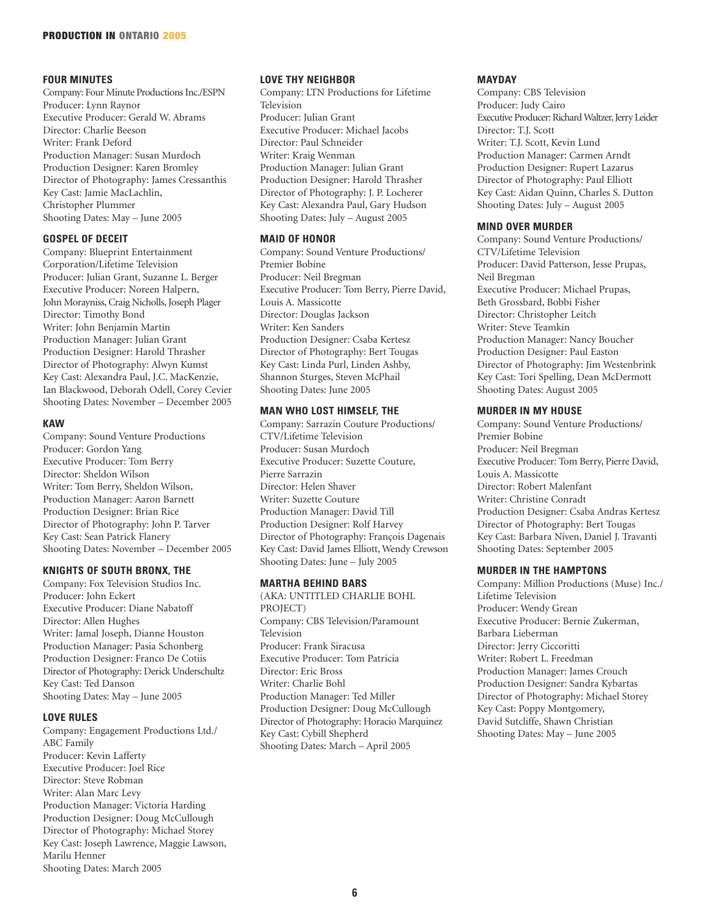### FOUR MINUTES

Company: Four Minute Productions Inc./ESPN
Producer: Lynn Raynor
Executive Producer: Gerald W. Abrams
Director: Charlie Beeson
Writer: Frank Deford
Production Manager: Susan Murdoch
Production Designer: Karen Bromley
Director of Photography: James Cressanthis
Key Cast: Jamie MacLachlin, Christopher Plummer
Shooting Dates: May – June 2005

### GOSPEL OF DECEIT

Company: Blueprint Entertainment Corporation/Lifetime Television
Producer: Julian Grant, Suzanne L. Berger
Executive Producer: Noreen Halpern, John Morayniss, Craig Nicholls, Joseph Plager
Director: Timothy Bond
Writer: John Benjamin Martin
Production Manager: Julian Grant
Production Designer: Harold Thrasher
Director of Photography: Alwyn Kumst
Key Cast: Alexandra Paul, J.C. MacKenzie, Ian Blackwood, Deborah Odell, Corey Cevier
Shooting Dates: November – December 2005

### KAW

Company: Sound Venture Productions
Producer: Gordon Yang
Executive Producer: Tom Berry
Director: Sheldon Wilson
Writer: Tom Berry, Sheldon Wilson,
Production Manager: Aaron Barnett
Production Designer: Brian Rice
Director of Photography: John P. Tarver
Key Cast: Sean Patrick Flanery
Shooting Dates: November – December 2005

### KNIGHTS OF SOUTH BRONX, THE

Company: Fox Television Studios Inc.
Producer: John Eckert
Executive Producer: Diane Nabatoff
Director: Allen Hughes
Writer: Jamal Joseph, Dianne Houston
Production Manager: Pasia Schonberg
Production Designer: Franco De Cotiis
Director of Photography: Derick Underschultz
Key Cast: Ted Danson
Shooting Dates: May – June 2005

### LOVE RULES

Company: Engagement Productions Ltd./ ABC Family
Producer: Kevin Lafferty
Executive Producer: Joel Rice
Director: Steve Robman
Writer: Alan Marc Levy
Production Manager: Victoria Harding
Production Designer: Doug McCullough
Director of Photography: Michael Storey
Key Cast: Joseph Lawrence, Maggie Lawson, Marilu Henner
Shooting Dates: March 2005

### LOVE THY NEIGHBOR

Company: LTN Productions for Lifetime Television
Producer: Julian Grant
Executive Producer: Michael Jacobs
Director: Paul Schneider
Writer: Kraig Wenman
Production Manager: Julian Grant
Production Designer: Harold Thrasher
Director of Photography: J. P. Locherer
Key Cast: Alexandra Paul, Gary Hudson
Shooting Dates: July – August 2005

### MAID OF HONOR

Company: Sound Venture Productions/ Premier Bobine
Producer: Neil Bregman
Executive Producer: Tom Berry, Pierre David, Louis A. Massicotte
Director: Douglas Jackson
Writer: Ken Sanders
Production Designer: Csaba Kertesz
Director of Photography: Bert Tougas
Key Cast: Linda Purl, Linden Ashby, Shannon Sturges, Steven McPhail
Shooting Dates: June 2005

### MAN WHO LOST HIMSELF, THE

Company: Sarrazin Couture Productions/ CTV/Lifetime Television
Producer: Susan Murdoch
Executive Producer: Suzette Couture, Pierre Sarrazin
Director: Helen Shaver
Writer: Suzette Couture
Production Manager: David Till
Production Designer: Rolf Harvey
Director of Photography: François Dagenais
Key Cast: David James Elliott, Wendy Crewson
Shooting Dates: June – July 2005

### MARTHA BEHIND BARS

(AKA: UNTITLED CHARLIE BOHL PROJECT)
Company: CBS Television/Paramount Television
Producer: Frank Siracusa
Executive Producer: Tom Patricia
Director: Eric Bross
Writer: Charlie Bohl
Production Manager: Ted Miller
Production Designer: Doug McCullough
Director of Photography: Horacio Marquinez
Key Cast: Cybill Shepherd
Shooting Dates: March – April 2005

### MAYDAY

Company: CBS Television
Producer: Judy Cairo
Executive Producer: Richard Waltzer, Jerry Leider
Director: T.J. Scott
Writer: T.J. Scott, Kevin Lund
Production Manager: Carmen Arndt
Production Designer: Rupert Lazarus
Director of Photography: Paul Elliott
Key Cast: Aidan Quinn, Charles S. Dutton
Shooting Dates: July – August 2005

### MIND OVER MURDER

Company: Sound Venture Productions/ CTV/Lifetime Television
Producer: David Patterson, Jesse Prupas, Neil Bregman
Executive Producer: Michael Prupas, Beth Grossbard, Bobbi Fisher
Director: Christopher Leitch
Writer: Steve Teamkin
Production Manager: Nancy Boucher
Production Designer: Paul Easton
Director of Photography: Jim Westenbrink
Key Cast: Tori Spelling, Dean McDermott
Shooting Dates: August 2005

### MURDER IN MY HOUSE

Company: Sound Venture Productions/ Premier Bobine
Producer: Neil Bregman
Executive Producer: Tom Berry, Pierre David, Louis A. Massicotte
Director: Robert Malenfant
Writer: Christine Conradt
Production Designer: Csaba Andras Kertesz
Director of Photography: Bert Tougas
Key Cast: Barbara Niven, Daniel J. Travanti
Shooting Dates: September 2005

### MURDER IN THE HAMPTONS

Company: Million Productions (Muse) Inc./ Lifetime Television
Producer: Wendy Grean
Executive Producer: Bernie Zukerman, Barbara Lieberman
Director: Jerry Ciccoritti
Writer: Robert L. Freedman
Production Manager: James Crouch
Production Designer: Sandra Kybartas
Director of Photography: Michael Storey
Key Cast: Poppy Montgomery, David Sutcliffe, Shawn Christian
Shooting Dates: May – June 2005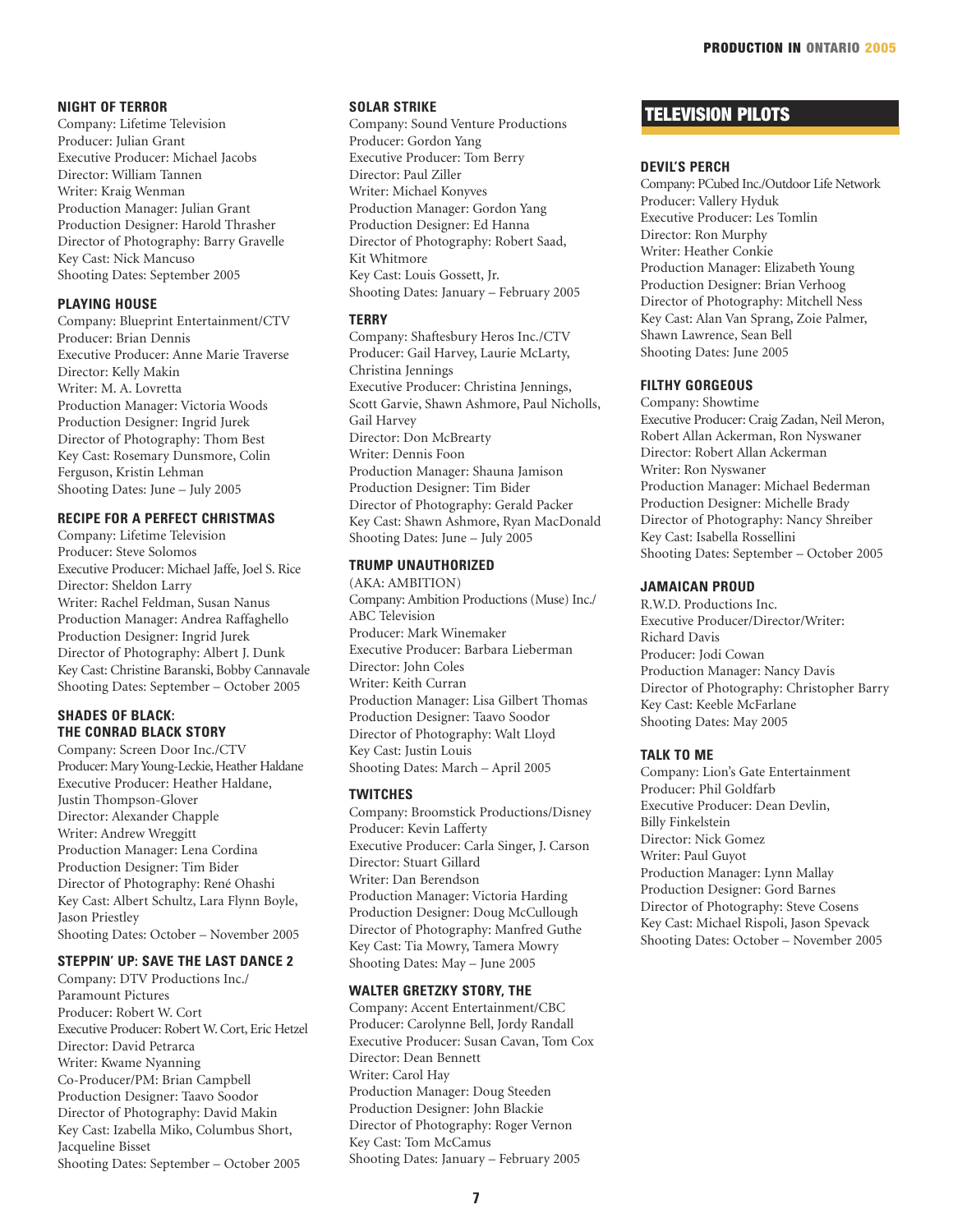### NIGHT OF TERROR

Company: Lifetime Television
Producer: Julian Grant
Executive Producer: Michael Jacobs
Director: William Tannen
Writer: Kraig Wenman
Production Manager: Julian Grant
Production Designer: Harold Thrasher
Director of Photography: Barry Gravelle
Key Cast: Nick Mancuso
Shooting Dates: September 2005

### PLAYING HOUSE

Company: Blueprint Entertainment/CTV
Producer: Brian Dennis
Executive Producer: Anne Marie Traverse
Director: Kelly Makin
Writer: M. A. Lovretta
Production Manager: Victoria Woods
Production Designer: Ingrid Jurek
Director of Photography: Thom Best
Key Cast: Rosemary Dunsmore, Colin Ferguson, Kristin Lehman
Shooting Dates: June – July 2005

### RECIPE FOR A PERFECT CHRISTMAS

Company: Lifetime Television
Producer: Steve Solomos
Executive Producer: Michael Jaffe, Joel S. Rice
Director: Sheldon Larry
Writer: Rachel Feldman, Susan Nanus
Production Manager: Andrea Raffaghello
Production Designer: Ingrid Jurek
Director of Photography: Albert J. Dunk
Key Cast: Christine Baranski, Bobby Cannavale
Shooting Dates: September – October 2005

### SHADES OF BLACK: THE CONRAD BLACK STORY

Company: Screen Door Inc./CTV
Producer: Mary Young-Leckie, Heather Haldane
Executive Producer: Heather Haldane, Justin Thompson-Glover
Director: Alexander Chapple
Writer: Andrew Wreggitt
Production Manager: Lena Cordina
Production Designer: Tim Bider
Director of Photography: René Ohashi
Key Cast: Albert Schultz, Lara Flynn Boyle, Jason Priestley
Shooting Dates: October – November 2005

### STEPPIN' UP: SAVE THE LAST DANCE 2

Company: DTV Productions Inc./ Paramount Pictures
Producer: Robert W. Cort
Executive Producer: Robert W. Cort, Eric Hetzel
Director: David Petrarca
Writer: Kwame Nyanning
Co-Producer/PM: Brian Campbell
Production Designer: Taavo Soodor
Director of Photography: David Makin
Key Cast: Izabella Miko, Columbus Short, Jacqueline Bisset
Shooting Dates: September – October 2005

### SOLAR STRIKE

Company: Sound Venture Productions
Producer: Gordon Yang
Executive Producer: Tom Berry
Director: Paul Ziller
Writer: Michael Konyves
Production Manager: Gordon Yang
Production Designer: Ed Hanna
Director of Photography: Robert Saad, Kit Whitmore
Key Cast: Louis Gossett, Jr.
Shooting Dates: January – February 2005

### TERRY

Company: Shaftesbury Heros Inc./CTV
Producer: Gail Harvey, Laurie McLarty, Christina Jennings
Executive Producer: Christina Jennings, Scott Garvie, Shawn Ashmore, Paul Nicholls, Gail Harvey
Director: Don McBrearty
Writer: Dennis Foon
Production Manager: Shauna Jamison
Production Designer: Tim Bider
Director of Photography: Gerald Packer
Key Cast: Shawn Ashmore, Ryan MacDonald
Shooting Dates: June – July 2005

### TRUMP UNAUTHORIZED

(AKA: AMBITION)
Company: Ambition Productions (Muse) Inc./ ABC Television
Producer: Mark Winemaker
Executive Producer: Barbara Lieberman
Director: John Coles
Writer: Keith Curran
Production Manager: Lisa Gilbert Thomas
Production Designer: Taavo Soodor
Director of Photography: Walt Lloyd
Key Cast: Justin Louis
Shooting Dates: March – April 2005

### TWITCHES

Company: Broomstick Productions/Disney
Producer: Kevin Lafferty
Executive Producer: Carla Singer, J. Carson
Director: Stuart Gillard
Writer: Dan Berendson
Production Manager: Victoria Harding
Production Designer: Doug McCullough
Director of Photography: Manfred Guthe
Key Cast: Tia Mowry, Tamera Mowry
Shooting Dates: May – June 2005

### WALTER GRETZKY STORY, THE

Company: Accent Entertainment/CBC
Producer: Carolynne Bell, Jordy Randall
Executive Producer: Susan Cavan, Tom Cox
Director: Dean Bennett
Writer: Carol Hay
Production Manager: Doug Steeden
Production Designer: John Blackie
Director of Photography: Roger Vernon
Key Cast: Tom McCamus
Shooting Dates: January – February 2005

## TELEVISION PILOTS

### DEVIL'S PERCH

Company: PCubed Inc./Outdoor Life Network
Producer: Vallery Hyduk
Executive Producer: Les Tomlin
Director: Ron Murphy
Writer: Heather Conkie
Production Manager: Elizabeth Young
Production Designer: Brian Verhoog
Director of Photography: Mitchell Ness
Key Cast: Alan Van Sprang, Zoie Palmer, Shawn Lawrence, Sean Bell
Shooting Dates: June 2005

### FILTHY GORGEOUS

Company: Showtime
Executive Producer: Craig Zadan, Neil Meron, Robert Allan Ackerman, Ron Nyswaner
Director: Robert Allan Ackerman
Writer: Ron Nyswaner
Production Manager: Michael Bederman
Production Designer: Michelle Brady
Director of Photography: Nancy Shreiber
Key Cast: Isabella Rossellini
Shooting Dates: September – October 2005

### JAMAICAN PROUD

R.W.D. Productions Inc.
Executive Producer/Director/Writer: Richard Davis
Producer: Jodi Cowan
Production Manager: Nancy Davis
Director of Photography: Christopher Barry
Key Cast: Keeble McFarlane
Shooting Dates: May 2005

### TALK TO ME

Company: Lion's Gate Entertainment
Producer: Phil Goldfarb
Executive Producer: Dean Devlin, Billy Finkelstein
Director: Nick Gomez
Writer: Paul Guyot
Production Manager: Lynn Mallay
Production Designer: Gord Barnes
Director of Photography: Steve Cosens
Key Cast: Michael Rispoli, Jason Spevack
Shooting Dates: October – November 2005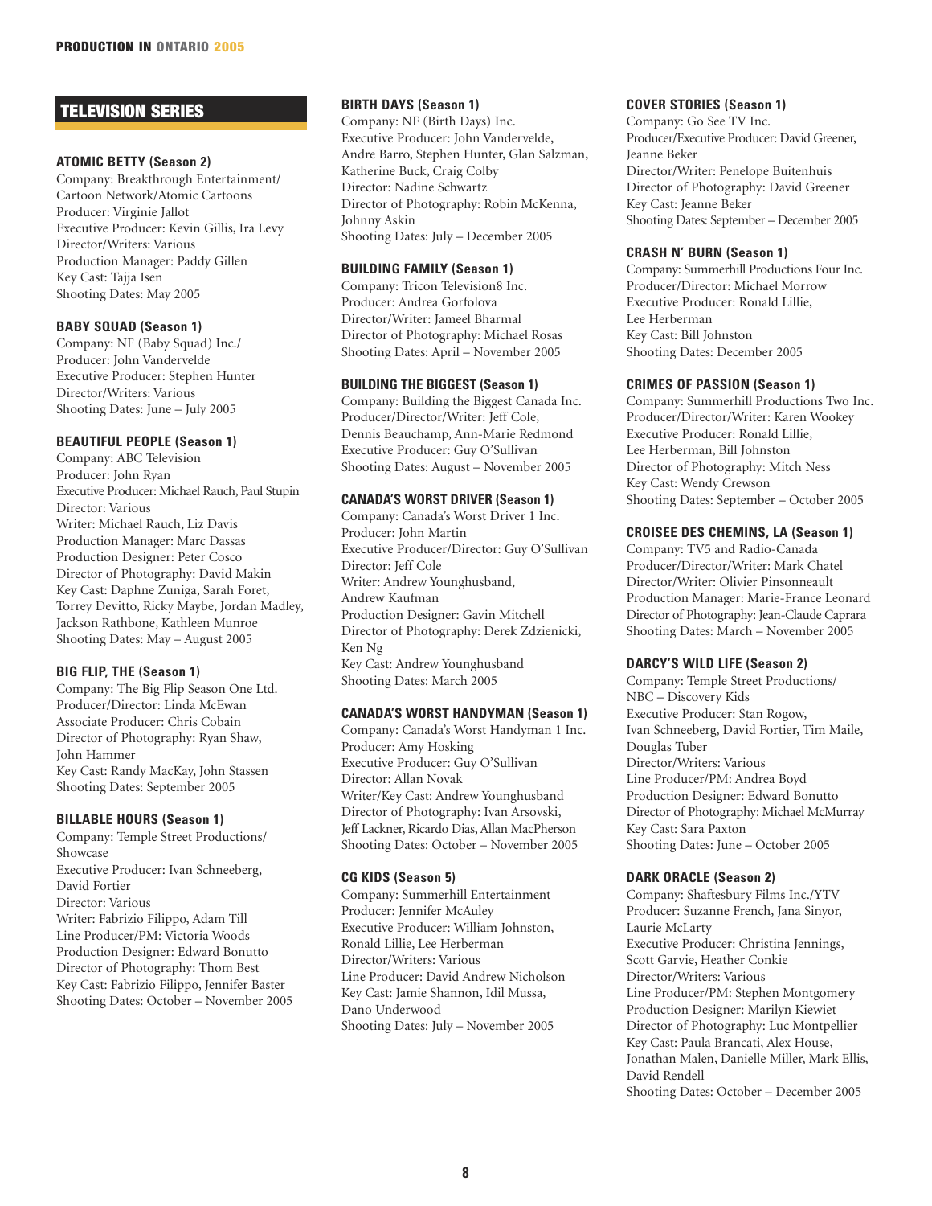## TELEVISION SERIES

**ATOMIC BETTY (Season 2)**
Company: Breakthrough Entertainment/Cartoon Network/Atomic Cartoons
Producer: Virginie Jallot
Executive Producer: Kevin Gillis, Ira Levy
Director/Writers: Various
Production Manager: Paddy Gillen
Key Cast: Tajja Isen
Shooting Dates: May 2005

**BABY SQUAD (Season 1)**
Company: NF (Baby Squad) Inc./
Producer: John Vandervelde
Executive Producer: Stephen Hunter
Director/Writers: Various
Shooting Dates: June – July 2005

**BEAUTIFUL PEOPLE (Season 1)**
Company: ABC Television
Producer: John Ryan
Executive Producer: Michael Rauch, Paul Stupin
Director: Various
Writer: Michael Rauch, Liz Davis
Production Manager: Marc Dassas
Production Designer: Peter Cosco
Director of Photography: David Makin
Key Cast: Daphne Zuniga, Sarah Foret, Torrey Devitto, Ricky Maybe, Jordan Madley, Jackson Rathbone, Kathleen Munroe
Shooting Dates: May – August 2005

**BIG FLIP, THE (Season 1)**
Company: The Big Flip Season One Ltd.
Producer/Director: Linda McEwan
Associate Producer: Chris Cobain
Director of Photography: Ryan Shaw, John Hammer
Key Cast: Randy MacKay, John Stassen
Shooting Dates: September 2005

**BILLABLE HOURS (Season 1)**
Company: Temple Street Productions/Showcase
Executive Producer: Ivan Schneeberg, David Fortier
Director: Various
Writer: Fabrizio Filippo, Adam Till
Line Producer/PM: Victoria Woods
Production Designer: Edward Bonutto
Director of Photography: Thom Best
Key Cast: Fabrizio Filippo, Jennifer Baster
Shooting Dates: October – November 2005

**BIRTH DAYS (Season 1)**
Company: NF (Birth Days) Inc.
Executive Producer: John Vandervelde, Andre Barro, Stephen Hunter, Glan Salzman, Katherine Buck, Craig Colby
Director: Nadine Schwartz
Director of Photography: Robin McKenna, Johnny Askin
Shooting Dates: July – December 2005

**BUILDING FAMILY (Season 1)**
Company: Tricon Television8 Inc.
Producer: Andrea Gorfolova
Director/Writer: Jameel Bharmal
Director of Photography: Michael Rosas
Shooting Dates: April – November 2005

**BUILDING THE BIGGEST (Season 1)**
Company: Building the Biggest Canada Inc.
Producer/Director/Writer: Jeff Cole, Dennis Beauchamp, Ann-Marie Redmond
Executive Producer: Guy O'Sullivan
Shooting Dates: August – November 2005

**CANADA'S WORST DRIVER (Season 1)**
Company: Canada's Worst Driver 1 Inc.
Producer: John Martin
Executive Producer/Director: Guy O'Sullivan
Director: Jeff Cole
Writer: Andrew Younghusband, Andrew Kaufman
Production Designer: Gavin Mitchell
Director of Photography: Derek Zdzienicki, Ken Ng
Key Cast: Andrew Younghusband
Shooting Dates: March 2005

**CANADA'S WORST HANDYMAN (Season 1)**
Company: Canada's Worst Handyman 1 Inc.
Producer: Amy Hosking
Executive Producer: Guy O'Sullivan
Director: Allan Novak
Writer/Key Cast: Andrew Younghusband
Director of Photography: Ivan Arsovski, Jeff Lackner, Ricardo Dias, Allan MacPherson
Shooting Dates: October – November 2005

**CG KIDS (Season 5)**
Company: Summerhill Entertainment
Producer: Jennifer McAuley
Executive Producer: William Johnston, Ronald Lillie, Lee Herberman
Director/Writers: Various
Line Producer: David Andrew Nicholson
Key Cast: Jamie Shannon, Idil Mussa, Dano Underwood
Shooting Dates: July – November 2005

**COVER STORIES (Season 1)**
Company: Go See TV Inc.
Producer/Executive Producer: David Greener, Jeanne Beker
Director/Writer: Penelope Buitenhuis
Director of Photography: David Greener
Key Cast: Jeanne Beker
Shooting Dates: September – December 2005

**CRASH N' BURN (Season 1)**
Company: Summerhill Productions Four Inc.
Producer/Director: Michael Morrow
Executive Producer: Ronald Lillie, Lee Herberman
Key Cast: Bill Johnston
Shooting Dates: December 2005

**CRIMES OF PASSION (Season 1)**
Company: Summerhill Productions Two Inc.
Producer/Director/Writer: Karen Wookey
Executive Producer: Ronald Lillie, Lee Herberman, Bill Johnston
Director of Photography: Mitch Ness
Key Cast: Wendy Crewson
Shooting Dates: September – October 2005

**CROISEE DES CHEMINS, LA (Season 1)**
Company: TV5 and Radio-Canada
Producer/Director/Writer: Mark Chatel
Director/Writer: Olivier Pinsonneault
Production Manager: Marie-France Leonard
Director of Photography: Jean-Claude Caprara
Shooting Dates: March – November 2005

**DARCY'S WILD LIFE (Season 2)**
Company: Temple Street Productions/NBC – Discovery Kids
Executive Producer: Stan Rogow, Ivan Schneeberg, David Fortier, Tim Maile, Douglas Tuber
Director/Writers: Various
Line Producer/PM: Andrea Boyd
Production Designer: Edward Bonutto
Director of Photography: Michael McMurray
Key Cast: Sara Paxton
Shooting Dates: June – October 2005

**DARK ORACLE (Season 2)**
Company: Shaftesbury Films Inc./YTV
Producer: Suzanne French, Jana Sinyor, Laurie McLarty
Executive Producer: Christina Jennings, Scott Garvie, Heather Conkie
Director/Writers: Various
Line Producer/PM: Stephen Montgomery
Production Designer: Marilyn Kiewiet
Director of Photography: Luc Montpellier
Key Cast: Paula Brancati, Alex House, Jonathan Malen, Danielle Miller, Mark Ellis, David Rendell
Shooting Dates: October – December 2005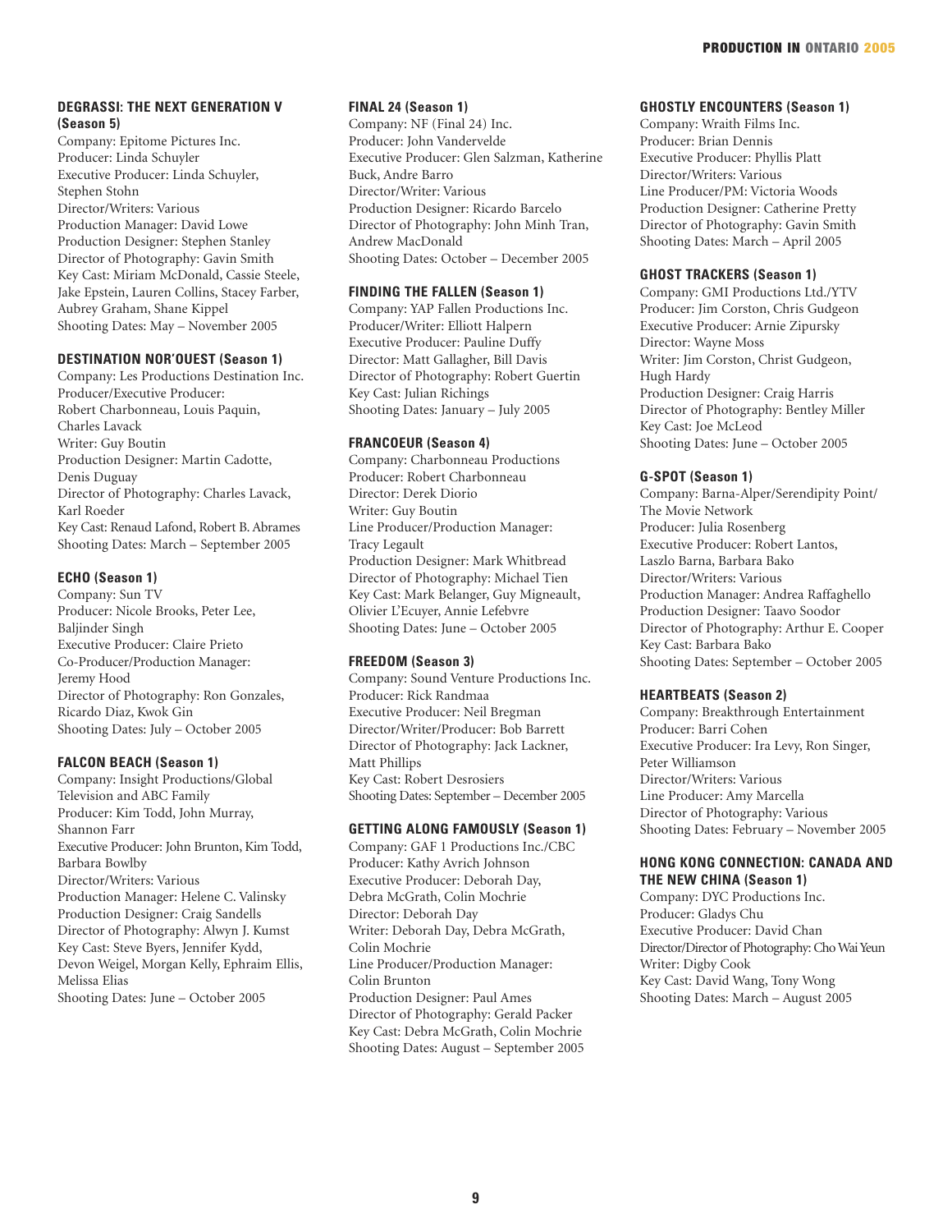### DEGRASSI: THE NEXT GENERATION V (Season 5)

Company: Epitome Pictures Inc.
Producer: Linda Schuyler
Executive Producer: Linda Schuyler, Stephen Stohn
Director/Writers: Various
Production Manager: David Lowe
Production Designer: Stephen Stanley
Director of Photography: Gavin Smith
Key Cast: Miriam McDonald, Cassie Steele, Jake Epstein, Lauren Collins, Stacey Farber, Aubrey Graham, Shane Kippel
Shooting Dates: May – November 2005

### DESTINATION NOR'OUEST (Season 1)

Company: Les Productions Destination Inc.
Producer/Executive Producer: Robert Charbonneau, Louis Paquin, Charles Lavack
Writer: Guy Boutin
Production Designer: Martin Cadotte, Denis Duguay
Director of Photography: Charles Lavack, Karl Roeder
Key Cast: Renaud Lafond, Robert B. Abrames
Shooting Dates: March – September 2005

### ECHO (Season 1)

Company: Sun TV
Producer: Nicole Brooks, Peter Lee, Baljinder Singh
Executive Producer: Claire Prieto
Co-Producer/Production Manager: Jeremy Hood
Director of Photography: Ron Gonzales, Ricardo Diaz, Kwok Gin
Shooting Dates: July – October 2005

### FALCON BEACH (Season 1)

Company: Insight Productions/Global Television and ABC Family
Producer: Kim Todd, John Murray, Shannon Farr
Executive Producer: John Brunton, Kim Todd, Barbara Bowlby
Director/Writers: Various
Production Manager: Helene C. Valinsky
Production Designer: Craig Sandells
Director of Photography: Alwyn J. Kumst
Key Cast: Steve Byers, Jennifer Kydd, Devon Weigel, Morgan Kelly, Ephraim Ellis, Melissa Elias
Shooting Dates: June – October 2005

### FINAL 24 (Season 1)

Company: NF (Final 24) Inc.
Producer: John Vandervelde
Executive Producer: Glen Salzman, Katherine Buck, Andre Barro
Director/Writer: Various
Production Designer: Ricardo Barcelo
Director of Photography: John Minh Tran, Andrew MacDonald
Shooting Dates: October – December 2005

### FINDING THE FALLEN (Season 1)

Company: YAP Fallen Productions Inc.
Producer/Writer: Elliott Halpern
Executive Producer: Pauline Duffy
Director: Matt Gallagher, Bill Davis
Director of Photography: Robert Guertin
Key Cast: Julian Richings
Shooting Dates: January – July 2005

### FRANCOEUR (Season 4)

Company: Charbonneau Productions
Producer: Robert Charbonneau
Director: Derek Diorio
Writer: Guy Boutin
Line Producer/Production Manager: Tracy Legault
Production Designer: Mark Whitbread
Director of Photography: Michael Tien
Key Cast: Mark Belanger, Guy Migneault, Olivier L'Ecuyer, Annie Lefebvre
Shooting Dates: June – October 2005

### FREEDOM (Season 3)

Company: Sound Venture Productions Inc.
Producer: Rick Randmaa
Executive Producer: Neil Bregman
Director/Writer/Producer: Bob Barrett
Director of Photography: Jack Lackner, Matt Phillips
Key Cast: Robert Desrosiers
Shooting Dates: September – December 2005

### GETTING ALONG FAMOUSLY (Season 1)

Company: GAF 1 Productions Inc./CBC
Producer: Kathy Avrich Johnson
Executive Producer: Deborah Day, Debra McGrath, Colin Mochrie
Director: Deborah Day
Writer: Deborah Day, Debra McGrath, Colin Mochrie
Line Producer/Production Manager: Colin Brunton
Production Designer: Paul Ames
Director of Photography: Gerald Packer
Key Cast: Debra McGrath, Colin Mochrie
Shooting Dates: August – September 2005

### GHOSTLY ENCOUNTERS (Season 1)

Company: Wraith Films Inc.
Producer: Brian Dennis
Executive Producer: Phyllis Platt
Director/Writers: Various
Line Producer/PM: Victoria Woods
Production Designer: Catherine Pretty
Director of Photography: Gavin Smith
Shooting Dates: March – April 2005

### GHOST TRACKERS (Season 1)

Company: GMI Productions Ltd./YTV
Producer: Jim Corston, Chris Gudgeon
Executive Producer: Arnie Zipursky
Director: Wayne Moss
Writer: Jim Corston, Christ Gudgeon, Hugh Hardy
Production Designer: Craig Harris
Director of Photography: Bentley Miller
Key Cast: Joe McLeod
Shooting Dates: June – October 2005

### G-SPOT (Season 1)

Company: Barna-Alper/Serendipity Point/The Movie Network
Producer: Julia Rosenberg
Executive Producer: Robert Lantos, Laszlo Barna, Barbara Bako
Director/Writers: Various
Production Manager: Andrea Raffaghello
Production Designer: Taavo Soodor
Director of Photography: Arthur E. Cooper
Key Cast: Barbara Bako
Shooting Dates: September – October 2005

### HEARTBEATS (Season 2)

Company: Breakthrough Entertainment
Producer: Barri Cohen
Executive Producer: Ira Levy, Ron Singer, Peter Williamson
Director/Writers: Various
Line Producer: Amy Marcella
Director of Photography: Various
Shooting Dates: February – November 2005

### HONG KONG CONNECTION: CANADA AND THE NEW CHINA (Season 1)

Company: DYC Productions Inc.
Producer: Gladys Chu
Executive Producer: David Chan
Director/Director of Photography: Cho Wai Yeun
Writer: Digby Cook
Key Cast: David Wang, Tony Wong
Shooting Dates: March – August 2005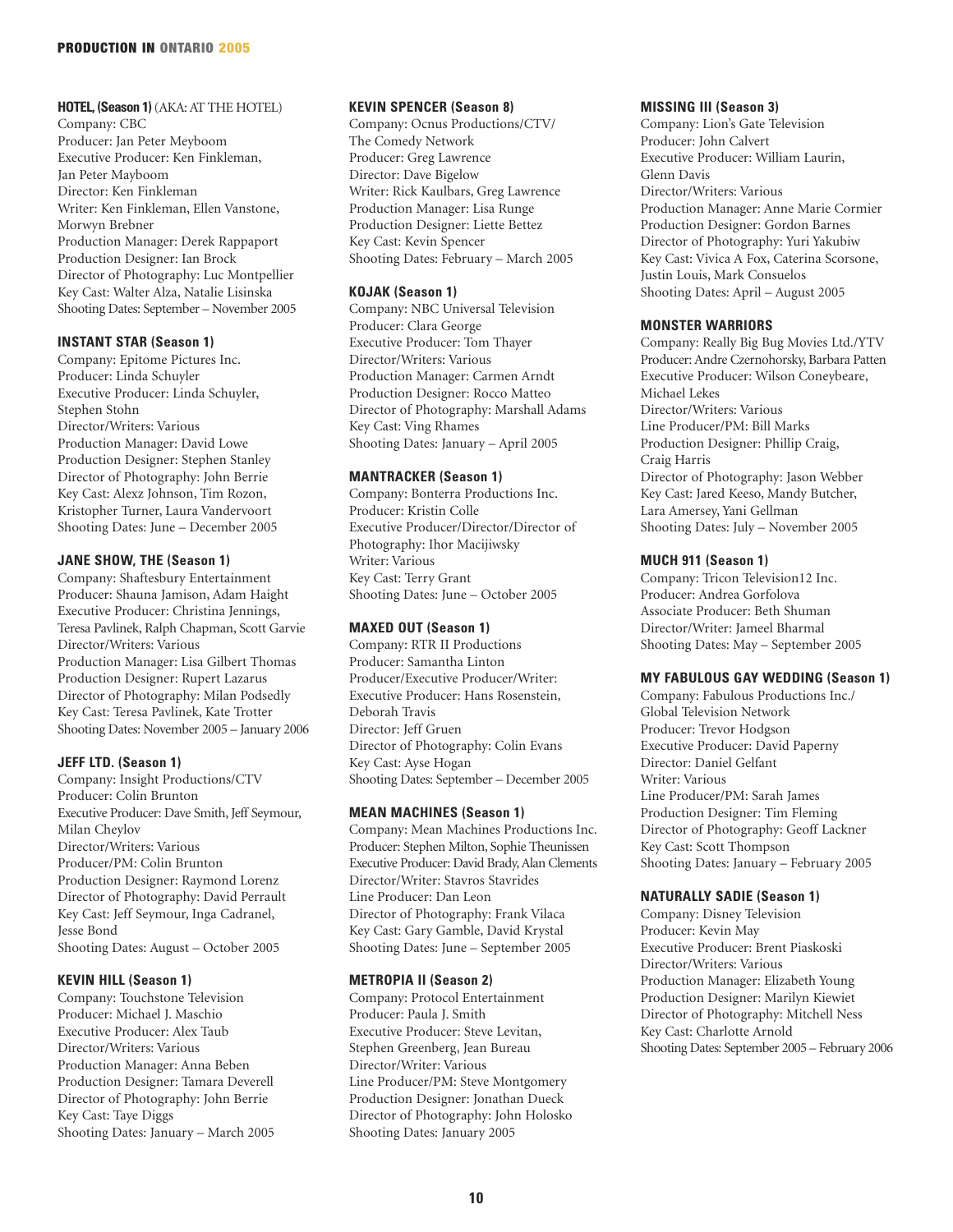**HOTEL, (Season 1)** (AKA: AT THE HOTEL)
Company: CBC
Producer: Jan Peter Meyboom
Executive Producer: Ken Finkleman, Jan Peter Mayboom
Director: Ken Finkleman
Writer: Ken Finkleman, Ellen Vanstone, Morwyn Brebner
Production Manager: Derek Rappaport
Production Designer: Ian Brock
Director of Photography: Luc Montpellier
Key Cast: Walter Alza, Natalie Lisinska
Shooting Dates: September – November 2005

**INSTANT STAR (Season 1)**
Company: Epitome Pictures Inc.
Producer: Linda Schuyler
Executive Producer: Linda Schuyler, Stephen Stohn
Director/Writers: Various
Production Manager: David Lowe
Production Designer: Stephen Stanley
Director of Photography: John Berrie
Key Cast: Alexz Johnson, Tim Rozon, Kristopher Turner, Laura Vandervoort
Shooting Dates: June – December 2005

**JANE SHOW, THE (Season 1)**
Company: Shaftesbury Entertainment
Producer: Shauna Jamison, Adam Haight
Executive Producer: Christina Jennings, Teresa Pavlinek, Ralph Chapman, Scott Garvie
Director/Writers: Various
Production Manager: Lisa Gilbert Thomas
Production Designer: Rupert Lazarus
Director of Photography: Milan Podsedly
Key Cast: Teresa Pavlinek, Kate Trotter
Shooting Dates: November 2005 – January 2006

**JEFF LTD. (Season 1)**
Company: Insight Productions/CTV
Producer: Colin Brunton
Executive Producer: Dave Smith, Jeff Seymour, Milan Cheylov
Director/Writers: Various
Producer/PM: Colin Brunton
Production Designer: Raymond Lorenz
Director of Photography: David Perrault
Key Cast: Jeff Seymour, Inga Cadranel, Jesse Bond
Shooting Dates: August – October 2005

**KEVIN HILL (Season 1)**
Company: Touchstone Television
Producer: Michael J. Maschio
Executive Producer: Alex Taub
Director/Writers: Various
Production Manager: Anna Beben
Production Designer: Tamara Deverell
Director of Photography: John Berrie
Key Cast: Taye Diggs
Shooting Dates: January – March 2005

**KEVIN SPENCER (Season 8)**
Company: Ocnus Productions/CTV/ The Comedy Network
Producer: Greg Lawrence
Director: Dave Bigelow
Writer: Rick Kaulbars, Greg Lawrence
Production Manager: Lisa Runge
Production Designer: Liette Bettez
Key Cast: Kevin Spencer
Shooting Dates: February – March 2005

**KOJAK (Season 1)**
Company: NBC Universal Television
Producer: Clara George
Executive Producer: Tom Thayer
Director/Writers: Various
Production Manager: Carmen Arndt
Production Designer: Rocco Matteo
Director of Photography: Marshall Adams
Key Cast: Ving Rhames
Shooting Dates: January – April 2005

**MANTRACKER (Season 1)**
Company: Bonterra Productions Inc.
Producer: Kristin Colle
Executive Producer/Director/Director of Photography: Ihor Macijiwsky
Writer: Various
Key Cast: Terry Grant
Shooting Dates: June – October 2005

**MAXED OUT (Season 1)**
Company: RTR II Productions
Producer: Samantha Linton
Producer/Executive Producer/Writer:
Executive Producer: Hans Rosenstein, Deborah Travis
Director: Jeff Gruen
Director of Photography: Colin Evans
Key Cast: Ayse Hogan
Shooting Dates: September – December 2005

**MEAN MACHINES (Season 1)**
Company: Mean Machines Productions Inc.
Producer: Stephen Milton, Sophie Theunissen
Executive Producer: David Brady, Alan Clements
Director/Writer: Stavros Stavrides
Line Producer: Dan Leon
Director of Photography: Frank Vilaca
Key Cast: Gary Gamble, David Krystal
Shooting Dates: June – September 2005

**METROPIA II (Season 2)**
Company: Protocol Entertainment
Producer: Paula J. Smith
Executive Producer: Steve Levitan, Stephen Greenberg, Jean Bureau
Director/Writer: Various
Line Producer/PM: Steve Montgomery
Production Designer: Jonathan Dueck
Director of Photography: John Holosko
Shooting Dates: January 2005

**MISSING III (Season 3)**
Company: Lion's Gate Television
Producer: John Calvert
Executive Producer: William Laurin, Glenn Davis
Director/Writers: Various
Production Manager: Anne Marie Cormier
Production Designer: Gordon Barnes
Director of Photography: Yuri Yakubiw
Key Cast: Vivica A Fox, Caterina Scorsone, Justin Louis, Mark Consuelos
Shooting Dates: April – August 2005

**MONSTER WARRIORS**
Company: Really Big Bug Movies Ltd./YTV
Producer: Andre Czernohorsky, Barbara Patten
Executive Producer: Wilson Coneybeare, Michael Lekes
Director/Writers: Various
Line Producer/PM: Bill Marks
Production Designer: Phillip Craig, Craig Harris
Director of Photography: Jason Webber
Key Cast: Jared Keeso, Mandy Butcher, Lara Amersey, Yani Gellman
Shooting Dates: July – November 2005

**MUCH 911 (Season 1)**
Company: Tricon Television12 Inc.
Producer: Andrea Gorfolova
Associate Producer: Beth Shuman
Director/Writer: Jameel Bharmal
Shooting Dates: May – September 2005

**MY FABULOUS GAY WEDDING (Season 1)**
Company: Fabulous Productions Inc./ Global Television Network
Producer: Trevor Hodgson
Executive Producer: David Paperny
Director: Daniel Gelfant
Writer: Various
Line Producer/PM: Sarah James
Production Designer: Tim Fleming
Director of Photography: Geoff Lackner
Key Cast: Scott Thompson
Shooting Dates: January – February 2005

**NATURALLY SADIE (Season 1)**
Company: Disney Television
Producer: Kevin May
Executive Producer: Brent Piaskoski
Director/Writers: Various
Production Manager: Elizabeth Young
Production Designer: Marilyn Kiewiet
Director of Photography: Mitchell Ness
Key Cast: Charlotte Arnold
Shooting Dates: September 2005 – February 2006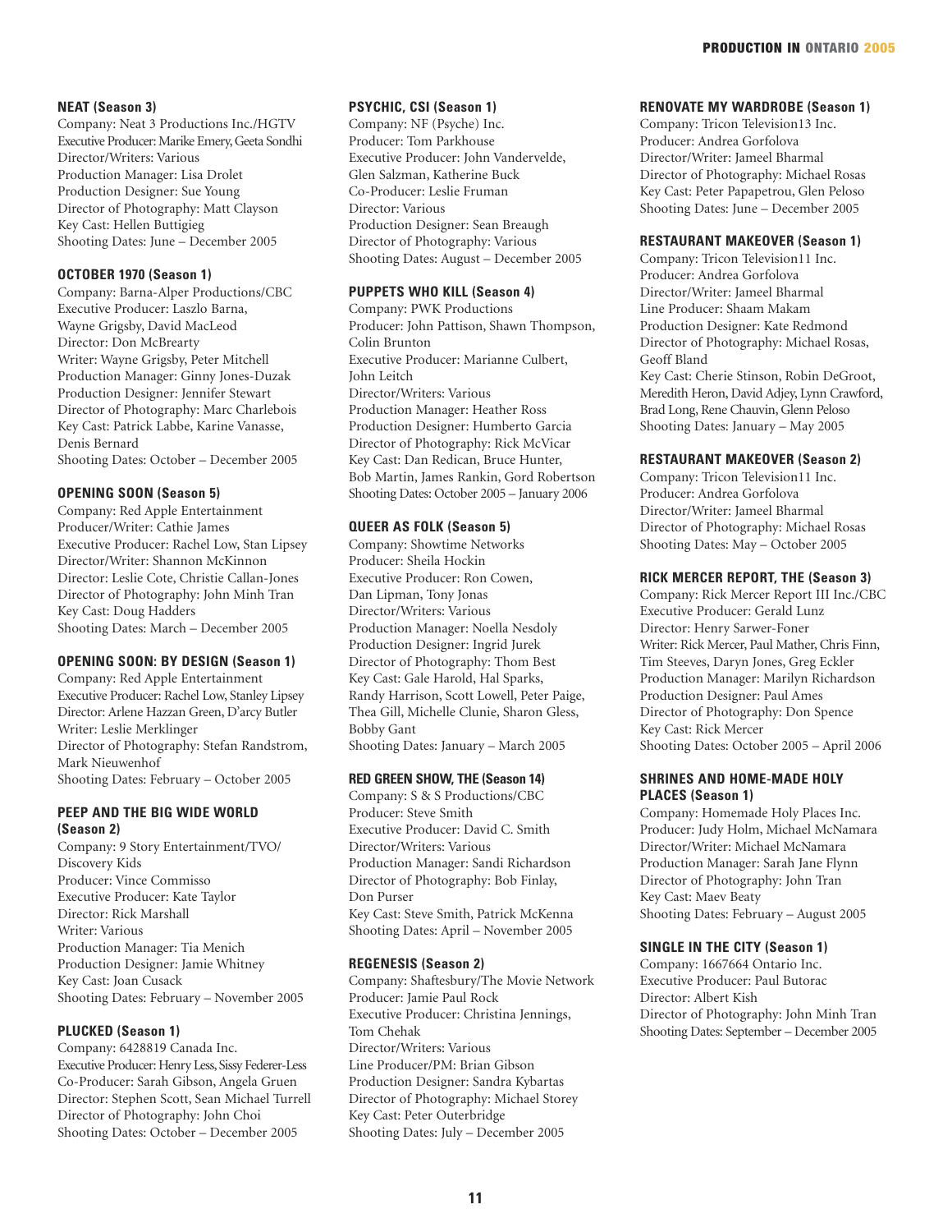#### NEAT (Season 3)

Company: Neat 3 Productions Inc./HGTV
Executive Producer: Marike Emery, Geeta Sondhi
Director/Writers: Various
Production Manager: Lisa Drolet
Production Designer: Sue Young
Director of Photography: Matt Clayson
Key Cast: Hellen Buttigieg
Shooting Dates: June – December 2005

#### OCTOBER 1970 (Season 1)

Company: Barna-Alper Productions/CBC
Executive Producer: Laszlo Barna, Wayne Grigsby, David MacLeod
Director: Don McBrearty
Writer: Wayne Grigsby, Peter Mitchell
Production Manager: Ginny Jones-Duzak
Production Designer: Jennifer Stewart
Director of Photography: Marc Charlebois
Key Cast: Patrick Labbe, Karine Vanasse, Denis Bernard
Shooting Dates: October – December 2005

#### OPENING SOON (Season 5)

Company: Red Apple Entertainment
Producer/Writer: Cathie James
Executive Producer: Rachel Low, Stan Lipsey
Director/Writer: Shannon McKinnon
Director: Leslie Cote, Christie Callan-Jones
Director of Photography: John Minh Tran
Key Cast: Doug Hadders
Shooting Dates: March – December 2005

#### OPENING SOON: BY DESIGN (Season 1)

Company: Red Apple Entertainment
Executive Producer: Rachel Low, Stanley Lipsey
Director: Arlene Hazzan Green, D'arcy Butler
Writer: Leslie Merklinger
Director of Photography: Stefan Randstrom, Mark Nieuwenhof
Shooting Dates: February – October 2005

#### PEEP AND THE BIG WIDE WORLD (Season 2)

Company: 9 Story Entertainment/TVO/Discovery Kids
Producer: Vince Commisso
Executive Producer: Kate Taylor
Director: Rick Marshall
Writer: Various
Production Manager: Tia Menich
Production Designer: Jamie Whitney
Key Cast: Joan Cusack
Shooting Dates: February – November 2005

#### PLUCKED (Season 1)

Company: 6428819 Canada Inc.
Executive Producer: Henry Less, Sissy Federer-Less
Co-Producer: Sarah Gibson, Angela Gruen
Director: Stephen Scott, Sean Michael Turrell
Director of Photography: John Choi
Shooting Dates: October – December 2005

#### PSYCHIC, CSI (Season 1)

Company: NF (Psyche) Inc.
Producer: Tom Parkhouse
Executive Producer: John Vandervelde, Glen Salzman, Katherine Buck
Co-Producer: Leslie Fruman
Director: Various
Production Designer: Sean Breaugh
Director of Photography: Various
Shooting Dates: August – December 2005

#### PUPPETS WHO KILL (Season 4)

Company: PWK Productions
Producer: John Pattison, Shawn Thompson, Colin Brunton
Executive Producer: Marianne Culbert, John Leitch
Director/Writers: Various
Production Manager: Heather Ross
Production Designer: Humberto Garcia
Director of Photography: Rick McVicar
Key Cast: Dan Redican, Bruce Hunter, Bob Martin, James Rankin, Gord Robertson
Shooting Dates: October 2005 – January 2006

#### QUEER AS FOLK (Season 5)

Company: Showtime Networks
Producer: Sheila Hockin
Executive Producer: Ron Cowen, Dan Lipman, Tony Jonas
Director/Writers: Various
Production Manager: Noella Nesdoly
Production Designer: Ingrid Jurek
Director of Photography: Thom Best
Key Cast: Gale Harold, Hal Sparks, Randy Harrison, Scott Lowell, Peter Paige, Thea Gill, Michelle Clunie, Sharon Gless, Bobby Gant
Shooting Dates: January – March 2005

#### RED GREEN SHOW, THE (Season 14)

Company: S & S Productions/CBC
Producer: Steve Smith
Executive Producer: David C. Smith
Director/Writers: Various
Production Manager: Sandi Richardson
Director of Photography: Bob Finlay, Don Purser
Key Cast: Steve Smith, Patrick McKenna
Shooting Dates: April – November 2005

#### REGENESIS (Season 2)

Company: Shaftesbury/The Movie Network
Producer: Jamie Paul Rock
Executive Producer: Christina Jennings, Tom Chehak
Director/Writers: Various
Line Producer/PM: Brian Gibson
Production Designer: Sandra Kybartas
Director of Photography: Michael Storey
Key Cast: Peter Outerbridge
Shooting Dates: July – December 2005

#### RENOVATE MY WARDROBE (Season 1)

Company: Tricon Television13 Inc.
Producer: Andrea Gorfolova
Director/Writer: Jameel Bharmal
Director of Photography: Michael Rosas
Key Cast: Peter Papapetrou, Glen Peloso
Shooting Dates: June – December 2005

#### RESTAURANT MAKEOVER (Season 1)

Company: Tricon Television11 Inc.
Producer: Andrea Gorfolova
Director/Writer: Jameel Bharmal
Line Producer: Shaam Makam
Production Designer: Kate Redmond
Director of Photography: Michael Rosas, Geoff Bland
Key Cast: Cherie Stinson, Robin DeGroot, Meredith Heron, David Adjey, Lynn Crawford, Brad Long, Rene Chauvin, Glenn Peloso
Shooting Dates: January – May 2005

#### RESTAURANT MAKEOVER (Season 2)

Company: Tricon Television11 Inc.
Producer: Andrea Gorfolova
Director/Writer: Jameel Bharmal
Director of Photography: Michael Rosas
Shooting Dates: May – October 2005

#### RICK MERCER REPORT, THE (Season 3)

Company: Rick Mercer Report III Inc./CBC
Executive Producer: Gerald Lunz
Director: Henry Sarwer-Foner
Writer: Rick Mercer, Paul Mather, Chris Finn, Tim Steeves, Daryn Jones, Greg Eckler
Production Manager: Marilyn Richardson
Production Designer: Paul Ames
Director of Photography: Don Spence
Key Cast: Rick Mercer
Shooting Dates: October 2005 – April 2006

#### SHRINES AND HOME-MADE HOLY PLACES (Season 1)

Company: Homemade Holy Places Inc.
Producer: Judy Holm, Michael McNamara
Director/Writer: Michael McNamara
Production Manager: Sarah Jane Flynn
Director of Photography: John Tran
Key Cast: Maev Beaty
Shooting Dates: February – August 2005

#### SINGLE IN THE CITY (Season 1)

Company: 1667664 Ontario Inc.
Executive Producer: Paul Butorac
Director: Albert Kish
Director of Photography: John Minh Tran
Shooting Dates: September – December 2005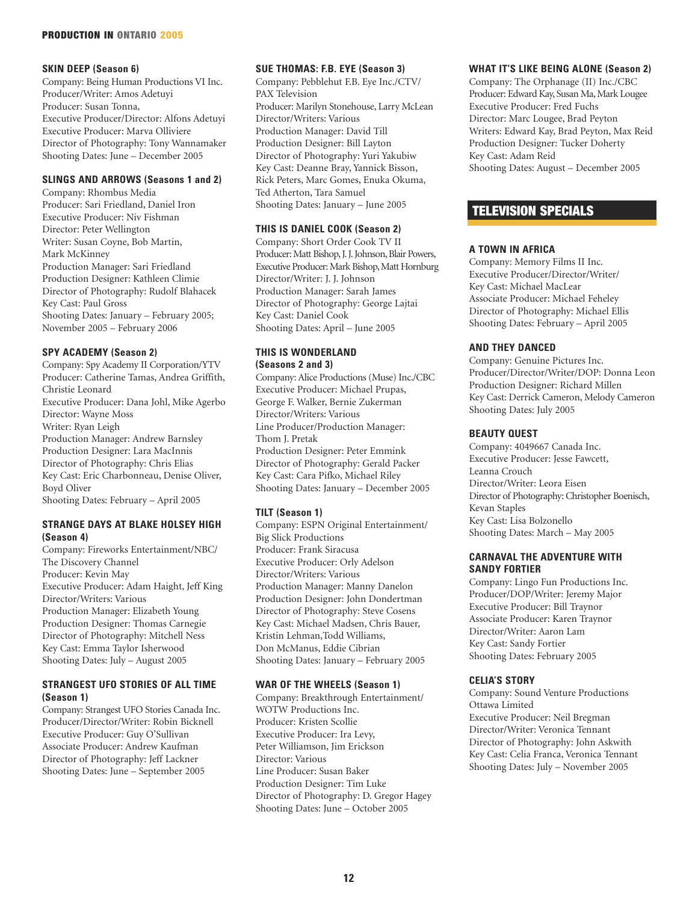### SKIN DEEP (Season 6)

Company: Being Human Productions VI Inc.
Producer/Writer: Amos Adetuyi
Producer: Susan Tonna,
Executive Producer/Director: Alfons Adetuyi
Executive Producer: Marva Olliviere
Director of Photography: Tony Wannamaker
Shooting Dates: June – December 2005

### SLINGS AND ARROWS (Seasons 1 and 2)

Company: Rhombus Media
Producer: Sari Friedland, Daniel Iron
Executive Producer: Niv Fishman
Director: Peter Wellington
Writer: Susan Coyne, Bob Martin, Mark McKinney
Production Manager: Sari Friedland
Production Designer: Kathleen Climie
Director of Photography: Rudolf Blahacek
Key Cast: Paul Gross
Shooting Dates: January – February 2005; November 2005 – February 2006

### SPY ACADEMY (Season 2)

Company: Spy Academy II Corporation/YTV
Producer: Catherine Tamas, Andrea Griffith, Christie Leonard
Executive Producer: Dana Johl, Mike Agerbo
Director: Wayne Moss
Writer: Ryan Leigh
Production Manager: Andrew Barnsley
Production Designer: Lara MacInnis
Director of Photography: Chris Elias
Key Cast: Eric Charbonneau, Denise Oliver, Boyd Oliver
Shooting Dates: February – April 2005

### STRANGE DAYS AT BLAKE HOLSEY HIGH (Season 4)

Company: Fireworks Entertainment/NBC/ The Discovery Channel
Producer: Kevin May
Executive Producer: Adam Haight, Jeff King
Director/Writers: Various
Production Manager: Elizabeth Young
Production Designer: Thomas Carnegie
Director of Photography: Mitchell Ness
Key Cast: Emma Taylor Isherwood
Shooting Dates: July – August 2005

### STRANGEST UFO STORIES OF ALL TIME (Season 1)

Company: Strangest UFO Stories Canada Inc.
Producer/Director/Writer: Robin Bicknell
Executive Producer: Guy O'Sullivan
Associate Producer: Andrew Kaufman
Director of Photography: Jeff Lackner
Shooting Dates: June – September 2005

### SUE THOMAS: F.B. EYE (Season 3)

Company: Pebblehut F.B. Eye Inc./CTV/ PAX Television
Producer: Marilyn Stonehouse, Larry McLean
Director/Writers: Various
Production Manager: David Till
Production Designer: Bill Layton
Director of Photography: Yuri Yakubiw
Key Cast: Deanne Bray, Yannick Bisson, Rick Peters, Marc Gomes, Enuka Okuma, Ted Atherton, Tara Samuel
Shooting Dates: January – June 2005

### THIS IS DANIEL COOK (Season 2)

Company: Short Order Cook TV II
Producer: Matt Bishop, J. J. Johnson, Blair Powers,
Executive Producer: Mark Bishop, Matt Hornburg
Director/Writer: J. J. Johnson
Production Manager: Sarah James
Director of Photography: George Lajtai
Key Cast: Daniel Cook
Shooting Dates: April – June 2005

### THIS IS WONDERLAND (Seasons 2 and 3)

Company: Alice Productions (Muse) Inc./CBC
Executive Producer: Michael Prupas, George F. Walker, Bernie Zukerman
Director/Writers: Various
Line Producer/Production Manager: Thom J. Pretak
Production Designer: Peter Emmink
Director of Photography: Gerald Packer
Key Cast: Cara Pifko, Michael Riley
Shooting Dates: January – December 2005

### TILT (Season 1)

Company: ESPN Original Entertainment/ Big Slick Productions
Producer: Frank Siracusa
Executive Producer: Orly Adelson
Director/Writers: Various
Production Manager: Manny Danelon
Production Designer: John Dondertman
Director of Photography: Steve Cosens
Key Cast: Michael Madsen, Chris Bauer, Kristin Lehman, Todd Williams, Don McManus, Eddie Cibrian
Shooting Dates: January – February 2005

### WAR OF THE WHEELS (Season 1)

Company: Breakthrough Entertainment/ WOTW Productions Inc.
Producer: Kristen Scollie
Executive Producer: Ira Levy, Peter Williamson, Jim Erickson
Director: Various
Line Producer: Susan Baker
Production Designer: Tim Luke
Director of Photography: D. Gregor Hagey
Shooting Dates: June – October 2005

### WHAT IT'S LIKE BEING ALONE (Season 2)

Company: The Orphanage (II) Inc./CBC
Producer: Edward Kay, Susan Ma, Mark Lougee
Executive Producer: Fred Fuchs
Director: Marc Lougee, Brad Peyton
Writers: Edward Kay, Brad Peyton, Max Reid
Production Designer: Tucker Doherty
Key Cast: Adam Reid
Shooting Dates: August – December 2005

## TELEVISION SPECIALS

### A TOWN IN AFRICA

Company: Memory Films II Inc.
Executive Producer/Director/Writer/ Key Cast: Michael MacLear
Associate Producer: Michael Feheley
Director of Photography: Michael Ellis
Shooting Dates: February – April 2005

### AND THEY DANCED

Company: Genuine Pictures Inc.
Producer/Director/Writer/DOP: Donna Leon
Production Designer: Richard Millen
Key Cast: Derrick Cameron, Melody Cameron
Shooting Dates: July 2005

### BEAUTY QUEST

Company: 4049667 Canada Inc.
Executive Producer: Jesse Fawcett, Leanna Crouch
Director/Writer: Leora Eisen
Director of Photography: Christopher Boenisch, Kevan Staples
Key Cast: Lisa Bolzonello
Shooting Dates: March – May 2005

### CARNAVAL THE ADVENTURE WITH SANDY FORTIER

Company: Lingo Fun Productions Inc.
Producer/DOP/Writer: Jeremy Major
Executive Producer: Bill Traynor
Associate Producer: Karen Traynor
Director/Writer: Aaron Lam
Key Cast: Sandy Fortier
Shooting Dates: February 2005

### CELIA'S STORY

Company: Sound Venture Productions Ottawa Limited
Executive Producer: Neil Bregman
Director/Writer: Veronica Tennant
Director of Photography: John Askwith
Key Cast: Celia Franca, Veronica Tennant
Shooting Dates: July – November 2005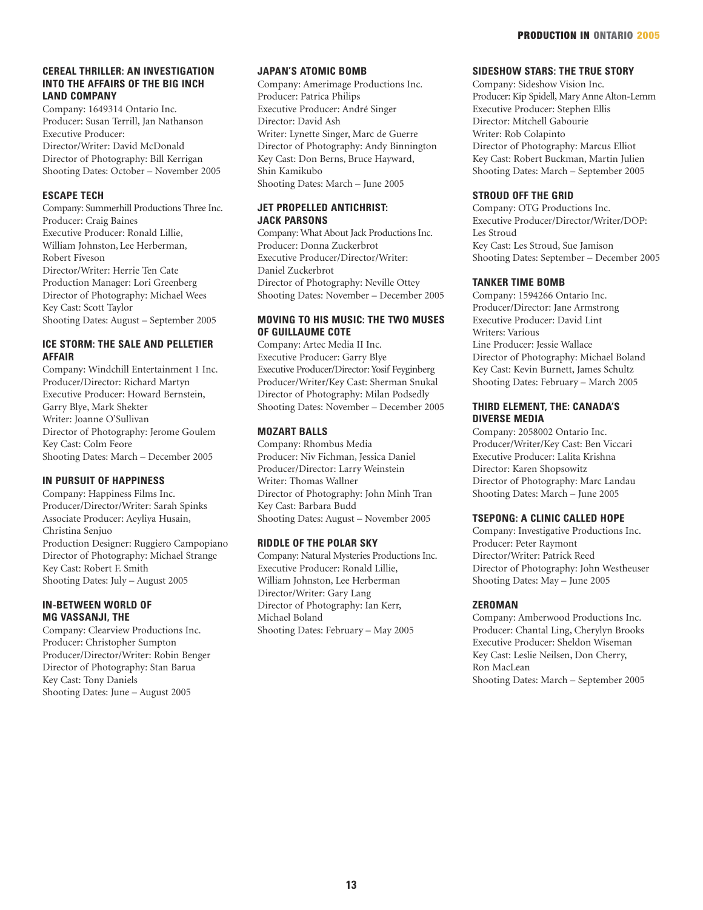### CEREAL THRILLER: AN INVESTIGATION INTO THE AFFAIRS OF THE BIG INCH LAND COMPANY

Company: 1649314 Ontario Inc.
Producer: Susan Terrill, Jan Nathanson
Executive Producer:
Director/Writer: David McDonald
Director of Photography: Bill Kerrigan
Shooting Dates: October – November 2005

### ESCAPE TECH

Company: Summerhill Productions Three Inc.
Producer: Craig Baines
Executive Producer: Ronald Lillie, William Johnston, Lee Herberman, Robert Fiveson
Director/Writer: Herrie Ten Cate
Production Manager: Lori Greenberg
Director of Photography: Michael Wees
Key Cast: Scott Taylor
Shooting Dates: August – September 2005

### ICE STORM: THE SALE AND PELLETIER AFFAIR

Company: Windchill Entertainment 1 Inc.
Producer/Director: Richard Martyn
Executive Producer: Howard Bernstein, Garry Blye, Mark Shekter
Writer: Joanne O'Sullivan
Director of Photography: Jerome Goulem
Key Cast: Colm Feore
Shooting Dates: March – December 2005

### IN PURSUIT OF HAPPINESS

Company: Happiness Films Inc.
Producer/Director/Writer: Sarah Spinks
Associate Producer: Aeyliya Husain, Christina Senjuo
Production Designer: Ruggiero Campopiano
Director of Photography: Michael Strange
Key Cast: Robert F. Smith
Shooting Dates: July – August 2005

### IN-BETWEEN WORLD OF MG VASSANJI, THE

Company: Clearview Productions Inc.
Producer: Christopher Sumpton
Producer/Director/Writer: Robin Benger
Director of Photography: Stan Barua
Key Cast: Tony Daniels
Shooting Dates: June – August 2005

### JAPAN'S ATOMIC BOMB

Company: Amerimage Productions Inc.
Producer: Patrica Philips
Executive Producer: André Singer
Director: David Ash
Writer: Lynette Singer, Marc de Guerre
Director of Photography: Andy Binnington
Key Cast: Don Berns, Bruce Hayward, Shin Kamikubo
Shooting Dates: March – June 2005

### JET PROPELLED ANTICHRIST: JACK PARSONS

Company: What About Jack Productions Inc.
Producer: Donna Zuckerbrot
Executive Producer/Director/Writer: Daniel Zuckerbrot
Director of Photography: Neville Ottey
Shooting Dates: November – December 2005

### MOVING TO HIS MUSIC: THE TWO MUSES OF GUILLAUME COTE

Company: Artec Media II Inc.
Executive Producer: Garry Blye
Executive Producer/Director: Yosif Feyginberg
Producer/Writer/Key Cast: Sherman Snukal
Director of Photography: Milan Podsedly
Shooting Dates: November – December 2005

### MOZART BALLS

Company: Rhombus Media
Producer: Niv Fichman, Jessica Daniel
Producer/Director: Larry Weinstein
Writer: Thomas Wallner
Director of Photography: John Minh Tran
Key Cast: Barbara Budd
Shooting Dates: August – November 2005

### RIDDLE OF THE POLAR SKY

Company: Natural Mysteries Productions Inc.
Executive Producer: Ronald Lillie, William Johnston, Lee Herberman
Director/Writer: Gary Lang
Director of Photography: Ian Kerr, Michael Boland
Shooting Dates: February – May 2005

### SIDESHOW STARS: THE TRUE STORY

Company: Sideshow Vision Inc.
Producer: Kip Spidell, Mary Anne Alton-Lemm
Executive Producer: Stephen Ellis
Director: Mitchell Gabourie
Writer: Rob Colapinto
Director of Photography: Marcus Elliot
Key Cast: Robert Buckman, Martin Julien
Shooting Dates: March – September 2005

### STROUD OFF THE GRID

Company: OTG Productions Inc.
Executive Producer/Director/Writer/DOP: Les Stroud
Key Cast: Les Stroud, Sue Jamison
Shooting Dates: September – December 2005

### TANKER TIME BOMB

Company: 1594266 Ontario Inc.
Producer/Director: Jane Armstrong
Executive Producer: David Lint
Writers: Various
Line Producer: Jessie Wallace
Director of Photography: Michael Boland
Key Cast: Kevin Burnett, James Schultz
Shooting Dates: February – March 2005

### THIRD ELEMENT, THE: CANADA'S DIVERSE MEDIA

Company: 2058002 Ontario Inc.
Producer/Writer/Key Cast: Ben Viccari
Executive Producer: Lalita Krishna
Director: Karen Shopsowitz
Director of Photography: Marc Landau
Shooting Dates: March – June 2005

### TSEPONG: A CLINIC CALLED HOPE

Company: Investigative Productions Inc.
Producer: Peter Raymont
Director/Writer: Patrick Reed
Director of Photography: John Westheuser
Shooting Dates: May – June 2005

### ZEROMAN

Company: Amberwood Productions Inc.
Producer: Chantal Ling, Cherylyn Brooks
Executive Producer: Sheldon Wiseman
Key Cast: Leslie Neilsen, Don Cherry, Ron MacLean
Shooting Dates: March – September 2005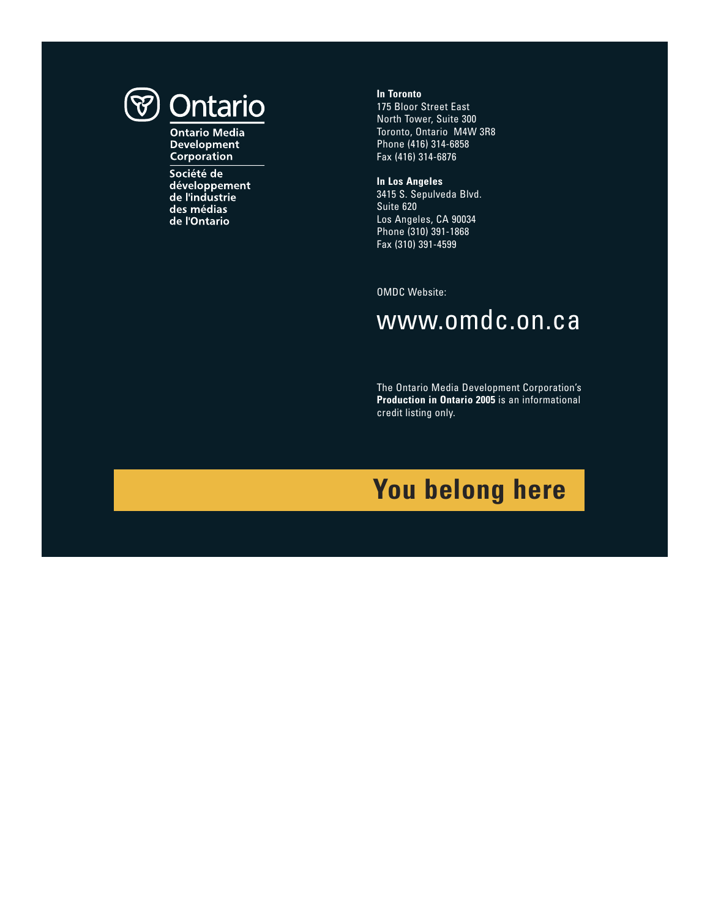Ontario

Ontario Media Development Corporation

Société de développement de l'industrie des médias de l'Ontario

**In Toronto**
175 Bloor Street East
North Tower, Suite 300
Toronto, Ontario  M4W 3R8
Phone (416) 314-6858
Fax (416) 314-6876

**In Los Angeles**
3415 S. Sepulveda Blvd.
Suite 620
Los Angeles, CA 90034
Phone (310) 391-1868
Fax (310) 391-4599

OMDC Website:

www.omdc.on.ca

The Ontario Media Development Corporation's **Production in Ontario 2005** is an informational credit listing only.

**You belong here**